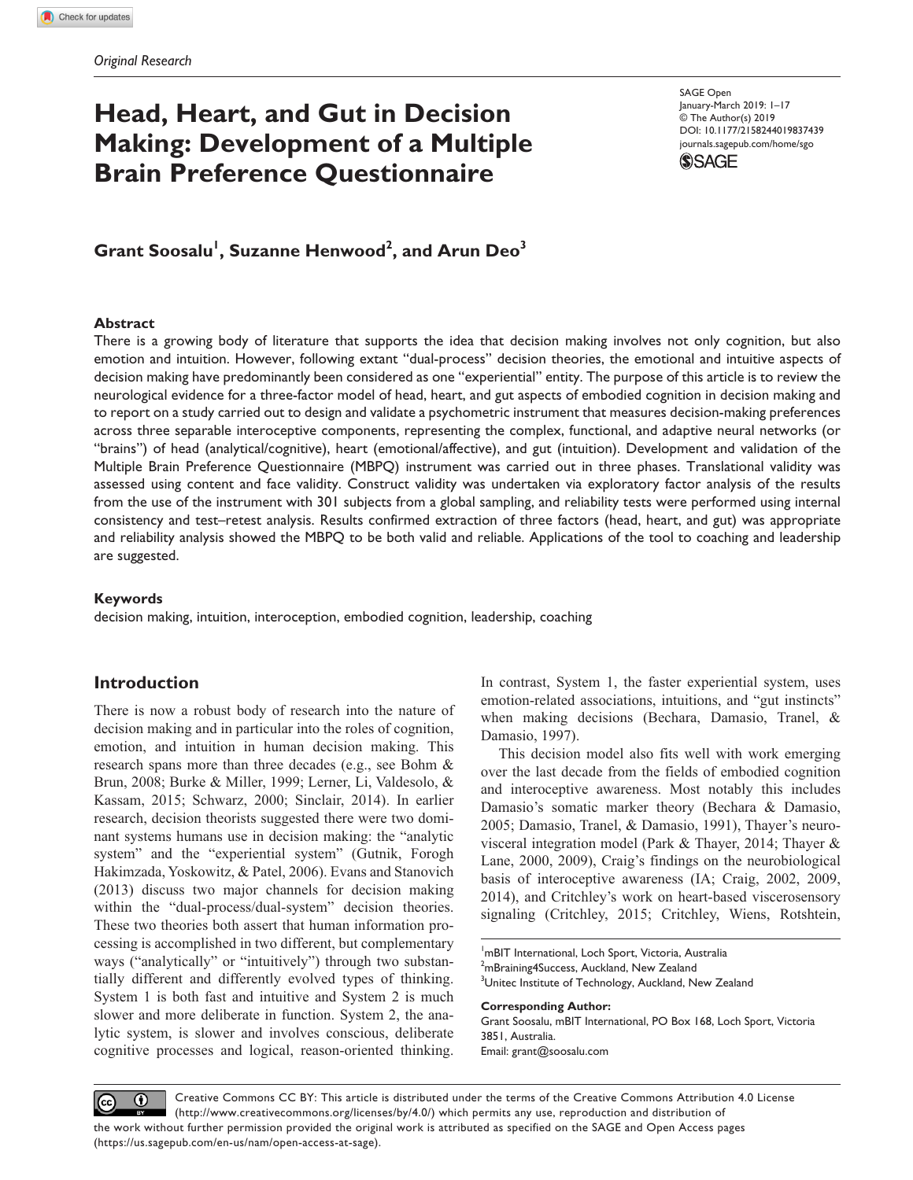*Original Research*

# Head, Heart, and Gut in Decision Making: Development of a Multiple Brain Preference Questionnaire

SAGE Open
January-March 2019: 1–17
© The Author(s) 2019
DOI: 10.1177/2158244019837439
journals.sagepub.com/home/sgo

**Grant Soosalu[1], Suzanne Henwood[2], and Arun Deo[3]**

## Abstract

There is a growing body of literature that supports the idea that decision making involves not only cognition, but also emotion and intuition. However, following extant "dual-process" decision theories, the emotional and intuitive aspects of decision making have predominantly been considered as one "experiential" entity. The purpose of this article is to review the neurological evidence for a three-factor model of head, heart, and gut aspects of embodied cognition in decision making and to report on a study carried out to design and validate a psychometric instrument that measures decision-making preferences across three separable interoceptive components, representing the complex, functional, and adaptive neural networks (or "brains") of head (analytical/cognitive), heart (emotional/affective), and gut (intuition). Development and validation of the Multiple Brain Preference Questionnaire (MBPQ) instrument was carried out in three phases. Translational validity was assessed using content and face validity. Construct validity was undertaken via exploratory factor analysis of the results from the use of the instrument with 301 subjects from a global sampling, and reliability tests were performed using internal consistency and test–retest analysis. Results confirmed extraction of three factors (head, heart, and gut) was appropriate and reliability analysis showed the MBPQ to be both valid and reliable. Applications of the tool to coaching and leadership are suggested.

### Keywords

decision making, intuition, interoception, embodied cognition, leadership, coaching

## Introduction

There is now a robust body of research into the nature of decision making and in particular into the roles of cognition, emotion, and intuition in human decision making. This research spans more than three decades (e.g., see Bohm & Brun, 2008; Burke & Miller, 1999; Lerner, Li, Valdesolo, & Kassam, 2015; Schwarz, 2000; Sinclair, 2014). In earlier research, decision theorists suggested there were two dominant systems humans use in decision making: the "analytic system" and the "experiential system" (Gutnik, Forogh Hakimzada, Yoskowitz, & Patel, 2006). Evans and Stanovich (2013) discuss two major channels for decision making within the "dual-process/dual-system" decision theories. These two theories both assert that human information processing is accomplished in two different, but complementary ways ("analytically" or "intuitively") through two substantially different and differently evolved types of thinking. System 1 is both fast and intuitive and System 2 is much slower and more deliberate in function. System 2, the analytic system, is slower and involves conscious, deliberate cognitive processes and logical, reason-oriented thinking. In contrast, System 1, the faster experiential system, uses emotion-related associations, intuitions, and "gut instincts" when making decisions (Bechara, Damasio, Tranel, & Damasio, 1997).

This decision model also fits well with work emerging over the last decade from the fields of embodied cognition and interoceptive awareness. Most notably this includes Damasio's somatic marker theory (Bechara & Damasio, 2005; Damasio, Tranel, & Damasio, 1991), Thayer's neurovisceral integration model (Park & Thayer, 2014; Thayer & Lane, 2000, 2009), Craig's findings on the neurobiological basis of interoceptive awareness (IA; Craig, 2002, 2009, 2014), and Critchley's work on heart-based viscerosensory signaling (Critchley, 2015; Critchley, Wiens, Rotshtein,

[1]mBIT International, Loch Sport, Victoria, Australia
[2]mBraining4Success, Auckland, New Zealand
[3]Unitec Institute of Technology, Auckland, New Zealand

**Corresponding Author:**
Grant Soosalu, mBIT International, PO Box 168, Loch Sport, Victoria 3851, Australia.
Email: grant@soosalu.com

Creative Commons CC BY: This article is distributed under the terms of the Creative Commons Attribution 4.0 License (http://www.creativecommons.org/licenses/by/4.0/) which permits any use, reproduction and distribution of the work without further permission provided the original work is attributed as specified on the SAGE and Open Access pages (https://us.sagepub.com/en-us/nam/open-access-at-sage).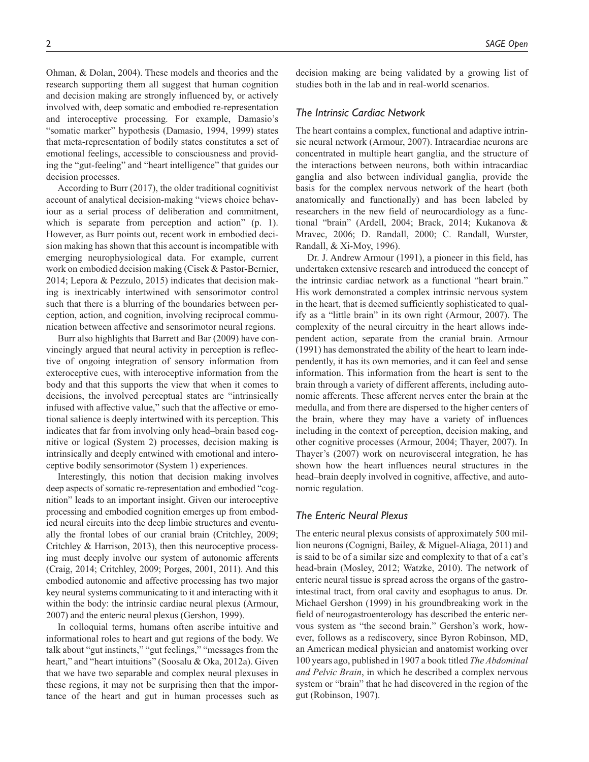Ohman, & Dolan, 2004). These models and theories and the research supporting them all suggest that human cognition and decision making are strongly influenced by, or actively involved with, deep somatic and embodied re-representation and interoceptive processing. For example, Damasio's "somatic marker" hypothesis (Damasio, 1994, 1999) states that meta-representation of bodily states constitutes a set of emotional feelings, accessible to consciousness and providing the "gut-feeling" and "heart intelligence" that guides our decision processes.

According to Burr (2017), the older traditional cognitivist account of analytical decision-making "views choice behaviour as a serial process of deliberation and commitment, which is separate from perception and action" (p. 1). However, as Burr points out, recent work in embodied decision making has shown that this account is incompatible with emerging neurophysiological data. For example, current work on embodied decision making (Cisek & Pastor-Bernier, 2014; Lepora & Pezzulo, 2015) indicates that decision making is inextricably intertwined with sensorimotor control such that there is a blurring of the boundaries between perception, action, and cognition, involving reciprocal communication between affective and sensorimotor neural regions.

Burr also highlights that Barrett and Bar (2009) have convincingly argued that neural activity in perception is reflective of ongoing integration of sensory information from exteroceptive cues, with interoceptive information from the body and that this supports the view that when it comes to decisions, the involved perceptual states are "intrinsically infused with affective value," such that the affective or emotional salience is deeply intertwined with its perception. This indicates that far from involving only head–brain based cognitive or logical (System 2) processes, decision making is intrinsically and deeply entwined with emotional and interoceptive bodily sensorimotor (System 1) experiences.

Interestingly, this notion that decision making involves deep aspects of somatic re-representation and embodied "cognition" leads to an important insight. Given our interoceptive processing and embodied cognition emerges up from embodied neural circuits into the deep limbic structures and eventually the frontal lobes of our cranial brain (Critchley, 2009; Critchley & Harrison, 2013), then this neuroceptive processing must deeply involve our system of autonomic afferents (Craig, 2014; Critchley, 2009; Porges, 2001, 2011). And this embodied autonomic and affective processing has two major key neural systems communicating to it and interacting with it within the body: the intrinsic cardiac neural plexus (Armour, 2007) and the enteric neural plexus (Gershon, 1999).

In colloquial terms, humans often ascribe intuitive and informational roles to heart and gut regions of the body. We talk about "gut instincts," "gut feelings," "messages from the heart," and "heart intuitions" (Soosalu & Oka, 2012a). Given that we have two separable and complex neural plexuses in these regions, it may not be surprising then that the importance of the heart and gut in human processes such as decision making are being validated by a growing list of studies both in the lab and in real-world scenarios.

## *The Intrinsic Cardiac Network*

The heart contains a complex, functional and adaptive intrinsic neural network (Armour, 2007). Intracardiac neurons are concentrated in multiple heart ganglia, and the structure of the interactions between neurons, both within intracardiac ganglia and also between individual ganglia, provide the basis for the complex nervous network of the heart (both anatomically and functionally) and has been labeled by researchers in the new field of neurocardiology as a functional "brain" (Ardell, 2004; Brack, 2014; Kukanova & Mravec, 2006; D. Randall, 2000; C. Randall, Wurster, Randall, & Xi-Moy, 1996).

Dr. J. Andrew Armour (1991), a pioneer in this field, has undertaken extensive research and introduced the concept of the intrinsic cardiac network as a functional "heart brain." His work demonstrated a complex intrinsic nervous system in the heart, that is deemed sufficiently sophisticated to qualify as a "little brain" in its own right (Armour, 2007). The complexity of the neural circuitry in the heart allows independent action, separate from the cranial brain. Armour (1991) has demonstrated the ability of the heart to learn independently, it has its own memories, and it can feel and sense information. This information from the heart is sent to the brain through a variety of different afferents, including autonomic afferents. These afferent nerves enter the brain at the medulla, and from there are dispersed to the higher centers of the brain, where they may have a variety of influences including in the context of perception, decision making, and other cognitive processes (Armour, 2004; Thayer, 2007). In Thayer's (2007) work on neurovisceral integration, he has shown how the heart influences neural structures in the head–brain deeply involved in cognitive, affective, and autonomic regulation.

## *The Enteric Neural Plexus*

The enteric neural plexus consists of approximately 500 million neurons (Cognigni, Bailey, & Miguel-Aliaga, 2011) and is said to be of a similar size and complexity to that of a cat's head-brain (Mosley, 2012; Watzke, 2010). The network of enteric neural tissue is spread across the organs of the gastrointestinal tract, from oral cavity and esophagus to anus. Dr. Michael Gershon (1999) in his groundbreaking work in the field of neurogastroenterology has described the enteric nervous system as "the second brain." Gershon's work, however, follows as a rediscovery, since Byron Robinson, MD, an American medical physician and anatomist working over 100 years ago, published in 1907 a book titled *The Abdominal and Pelvic Brain*, in which he described a complex nervous system or "brain" that he had discovered in the region of the gut (Robinson, 1907).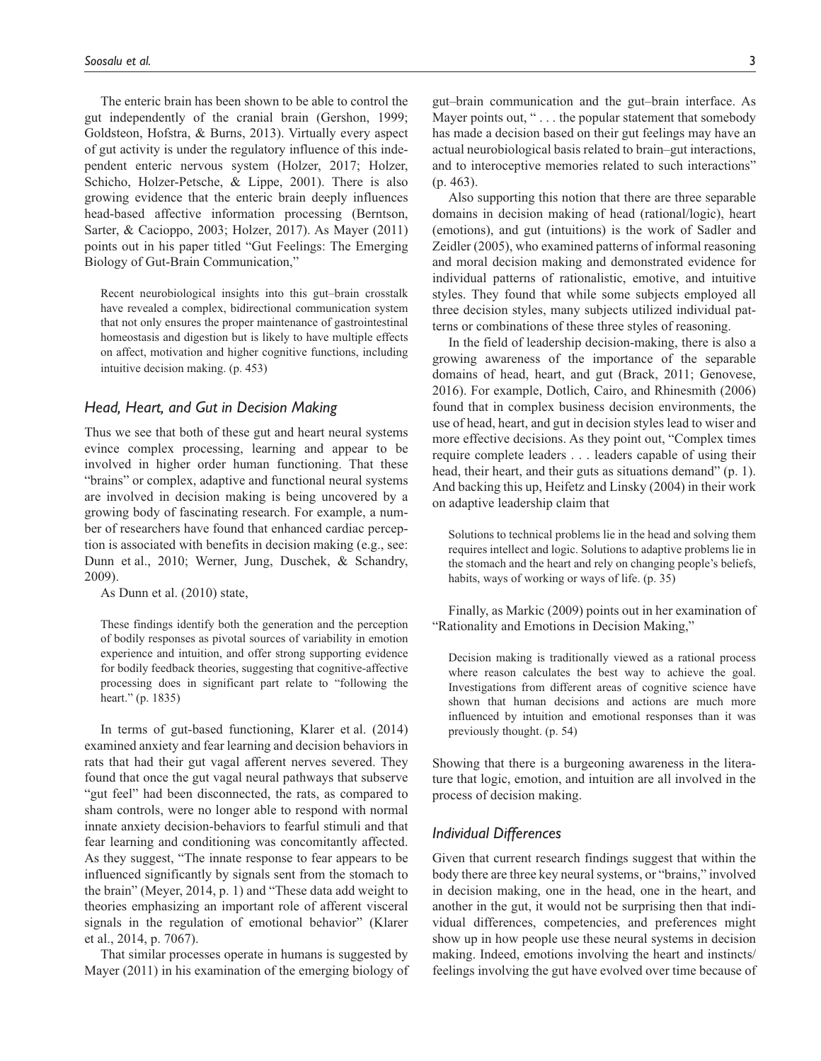The enteric brain has been shown to be able to control the gut independently of the cranial brain (Gershon, 1999; Goldsteon, Hofstra, & Burns, 2013). Virtually every aspect of gut activity is under the regulatory influence of this independent enteric nervous system (Holzer, 2017; Holzer, Schicho, Holzer-Petsche, & Lippe, 2001). There is also growing evidence that the enteric brain deeply influences head-based affective information processing (Berntson, Sarter, & Cacioppo, 2003; Holzer, 2017). As Mayer (2011) points out in his paper titled "Gut Feelings: The Emerging Biology of Gut-Brain Communication,"

> Recent neurobiological insights into this gut–brain crosstalk have revealed a complex, bidirectional communication system that not only ensures the proper maintenance of gastrointestinal homeostasis and digestion but is likely to have multiple effects on affect, motivation and higher cognitive functions, including intuitive decision making. (p. 453)

### *Head, Heart, and Gut in Decision Making*

Thus we see that both of these gut and heart neural systems evince complex processing, learning and appear to be involved in higher order human functioning. That these "brains" or complex, adaptive and functional neural systems are involved in decision making is being uncovered by a growing body of fascinating research. For example, a number of researchers have found that enhanced cardiac perception is associated with benefits in decision making (e.g., see: Dunn et al., 2010; Werner, Jung, Duschek, & Schandry, 2009).

As Dunn et al. (2010) state,

> These findings identify both the generation and the perception of bodily responses as pivotal sources of variability in emotion experience and intuition, and offer strong supporting evidence for bodily feedback theories, suggesting that cognitive-affective processing does in significant part relate to "following the heart." (p. 1835)

In terms of gut-based functioning, Klarer et al. (2014) examined anxiety and fear learning and decision behaviors in rats that had their gut vagal afferent nerves severed. They found that once the gut vagal neural pathways that subserve "gut feel" had been disconnected, the rats, as compared to sham controls, were no longer able to respond with normal innate anxiety decision-behaviors to fearful stimuli and that fear learning and conditioning was concomitantly affected. As they suggest, "The innate response to fear appears to be influenced significantly by signals sent from the stomach to the brain" (Meyer, 2014, p. 1) and "These data add weight to theories emphasizing an important role of afferent visceral signals in the regulation of emotional behavior" (Klarer et al., 2014, p. 7067).

That similar processes operate in humans is suggested by Mayer (2011) in his examination of the emerging biology of gut–brain communication and the gut–brain interface. As Mayer points out, " . . . the popular statement that somebody has made a decision based on their gut feelings may have an actual neurobiological basis related to brain–gut interactions, and to interoceptive memories related to such interactions" (p. 463).

Also supporting this notion that there are three separable domains in decision making of head (rational/logic), heart (emotions), and gut (intuitions) is the work of Sadler and Zeidler (2005), who examined patterns of informal reasoning and moral decision making and demonstrated evidence for individual patterns of rationalistic, emotive, and intuitive styles. They found that while some subjects employed all three decision styles, many subjects utilized individual patterns or combinations of these three styles of reasoning.

In the field of leadership decision-making, there is also a growing awareness of the importance of the separable domains of head, heart, and gut (Brack, 2011; Genovese, 2016). For example, Dotlich, Cairo, and Rhinesmith (2006) found that in complex business decision environments, the use of head, heart, and gut in decision styles lead to wiser and more effective decisions. As they point out, "Complex times require complete leaders . . . leaders capable of using their head, their heart, and their guts as situations demand" (p. 1). And backing this up, Heifetz and Linsky (2004) in their work on adaptive leadership claim that

> Solutions to technical problems lie in the head and solving them requires intellect and logic. Solutions to adaptive problems lie in the stomach and the heart and rely on changing people's beliefs, habits, ways of working or ways of life. (p. 35)

Finally, as Markic (2009) points out in her examination of "Rationality and Emotions in Decision Making,"

> Decision making is traditionally viewed as a rational process where reason calculates the best way to achieve the goal. Investigations from different areas of cognitive science have shown that human decisions and actions are much more influenced by intuition and emotional responses than it was previously thought. (p. 54)

Showing that there is a burgeoning awareness in the literature that logic, emotion, and intuition are all involved in the process of decision making.

### *Individual Differences*

Given that current research findings suggest that within the body there are three key neural systems, or "brains," involved in decision making, one in the head, one in the heart, and another in the gut, it would not be surprising then that individual differences, competencies, and preferences might show up in how people use these neural systems in decision making. Indeed, emotions involving the heart and instincts/feelings involving the gut have evolved over time because of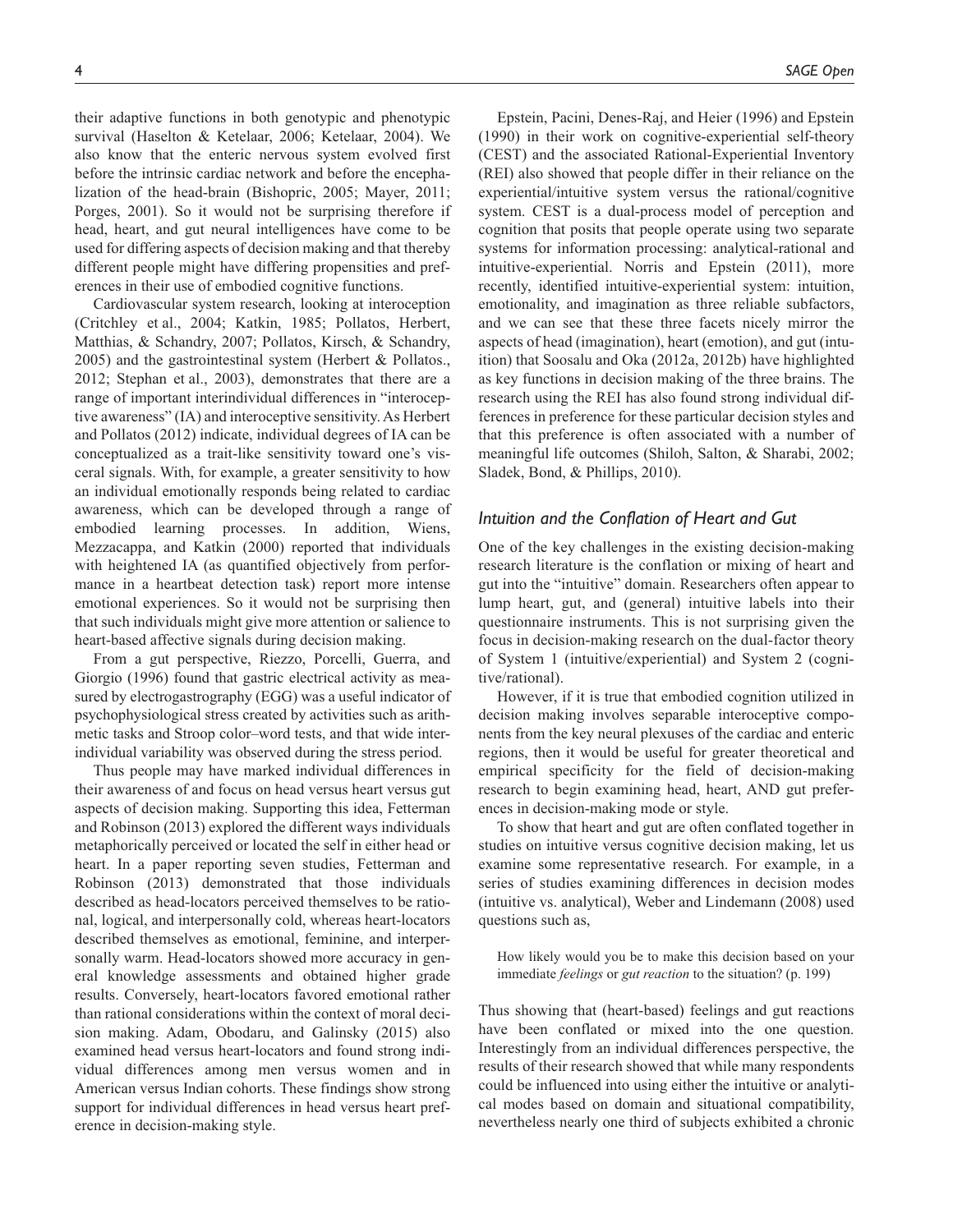their adaptive functions in both genotypic and phenotypic survival (Haselton & Ketelaar, 2006; Ketelaar, 2004). We also know that the enteric nervous system evolved first before the intrinsic cardiac network and before the encephalization of the head-brain (Bishopric, 2005; Mayer, 2011; Porges, 2001). So it would not be surprising therefore if head, heart, and gut neural intelligences have come to be used for differing aspects of decision making and that thereby different people might have differing propensities and preferences in their use of embodied cognitive functions.

Cardiovascular system research, looking at interoception (Critchley et al., 2004; Katkin, 1985; Pollatos, Herbert, Matthias, & Schandry, 2007; Pollatos, Kirsch, & Schandry, 2005) and the gastrointestinal system (Herbert & Pollatos., 2012; Stephan et al., 2003), demonstrates that there are a range of important interindividual differences in "interoceptive awareness" (IA) and interoceptive sensitivity. As Herbert and Pollatos (2012) indicate, individual degrees of IA can be conceptualized as a trait-like sensitivity toward one's visceral signals. With, for example, a greater sensitivity to how an individual emotionally responds being related to cardiac awareness, which can be developed through a range of embodied learning processes. In addition, Wiens, Mezzacappa, and Katkin (2000) reported that individuals with heightened IA (as quantified objectively from performance in a heartbeat detection task) report more intense emotional experiences. So it would not be surprising then that such individuals might give more attention or salience to heart-based affective signals during decision making.

From a gut perspective, Riezzo, Porcelli, Guerra, and Giorgio (1996) found that gastric electrical activity as measured by electrogastrography (EGG) was a useful indicator of psychophysiological stress created by activities such as arithmetic tasks and Stroop color–word tests, and that wide interindividual variability was observed during the stress period.

Thus people may have marked individual differences in their awareness of and focus on head versus heart versus gut aspects of decision making. Supporting this idea, Fetterman and Robinson (2013) explored the different ways individuals metaphorically perceived or located the self in either head or heart. In a paper reporting seven studies, Fetterman and Robinson (2013) demonstrated that those individuals described as head-locators perceived themselves to be rational, logical, and interpersonally cold, whereas heart-locators described themselves as emotional, feminine, and interpersonally warm. Head-locators showed more accuracy in general knowledge assessments and obtained higher grade results. Conversely, heart-locators favored emotional rather than rational considerations within the context of moral decision making. Adam, Obodaru, and Galinsky (2015) also examined head versus heart-locators and found strong individual differences among men versus women and in American versus Indian cohorts. These findings show strong support for individual differences in head versus heart preference in decision-making style.

Epstein, Pacini, Denes-Raj, and Heier (1996) and Epstein (1990) in their work on cognitive-experiential self-theory (CEST) and the associated Rational-Experiential Inventory (REI) also showed that people differ in their reliance on the experiential/intuitive system versus the rational/cognitive system. CEST is a dual-process model of perception and cognition that posits that people operate using two separate systems for information processing: analytical-rational and intuitive-experiential. Norris and Epstein (2011), more recently, identified intuitive-experiential system: intuition, emotionality, and imagination as three reliable subfactors, and we can see that these three facets nicely mirror the aspects of head (imagination), heart (emotion), and gut (intuition) that Soosalu and Oka (2012a, 2012b) have highlighted as key functions in decision making of the three brains. The research using the REI has also found strong individual differences in preference for these particular decision styles and that this preference is often associated with a number of meaningful life outcomes (Shiloh, Salton, & Sharabi, 2002; Sladek, Bond, & Phillips, 2010).

### *Intuition and the Conflation of Heart and Gut*

One of the key challenges in the existing decision-making research literature is the conflation or mixing of heart and gut into the "intuitive" domain. Researchers often appear to lump heart, gut, and (general) intuitive labels into their questionnaire instruments. This is not surprising given the focus in decision-making research on the dual-factor theory of System 1 (intuitive/experiential) and System 2 (cognitive/rational).

However, if it is true that embodied cognition utilized in decision making involves separable interoceptive components from the key neural plexuses of the cardiac and enteric regions, then it would be useful for greater theoretical and empirical specificity for the field of decision-making research to begin examining head, heart, AND gut preferences in decision-making mode or style.

To show that heart and gut are often conflated together in studies on intuitive versus cognitive decision making, let us examine some representative research. For example, in a series of studies examining differences in decision modes (intuitive vs. analytical), Weber and Lindemann (2008) used questions such as,

> How likely would you be to make this decision based on your immediate *feelings* or *gut reaction* to the situation? (p. 199)

Thus showing that (heart-based) feelings and gut reactions have been conflated or mixed into the one question. Interestingly from an individual differences perspective, the results of their research showed that while many respondents could be influenced into using either the intuitive or analytical modes based on domain and situational compatibility, nevertheless nearly one third of subjects exhibited a chronic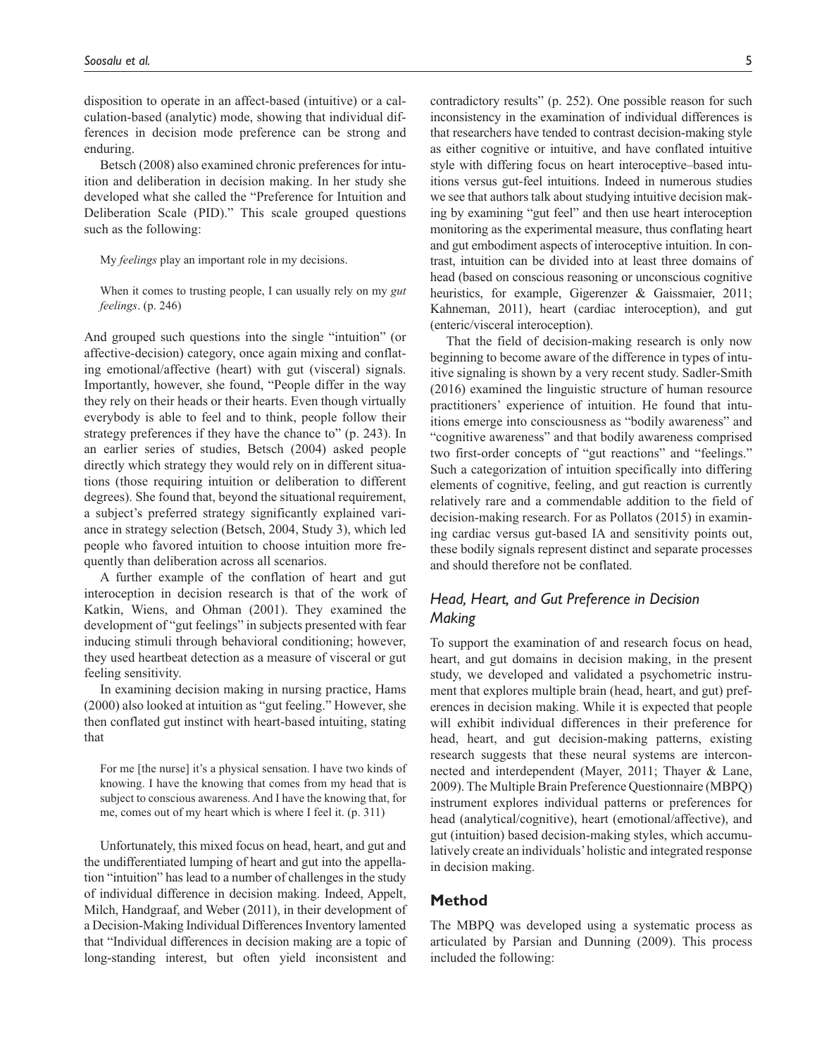disposition to operate in an affect-based (intuitive) or a calculation-based (analytic) mode, showing that individual differences in decision mode preference can be strong and enduring.

Betsch (2008) also examined chronic preferences for intuition and deliberation in decision making. In her study she developed what she called the "Preference for Intuition and Deliberation Scale (PID)." This scale grouped questions such as the following:

> My *feelings* play an important role in my decisions.
>
> When it comes to trusting people, I can usually rely on my *gut feelings*. (p. 246)

And grouped such questions into the single "intuition" (or affective-decision) category, once again mixing and conflating emotional/affective (heart) with gut (visceral) signals. Importantly, however, she found, "People differ in the way they rely on their heads or their hearts. Even though virtually everybody is able to feel and to think, people follow their strategy preferences if they have the chance to" (p. 243). In an earlier series of studies, Betsch (2004) asked people directly which strategy they would rely on in different situations (those requiring intuition or deliberation to different degrees). She found that, beyond the situational requirement, a subject's preferred strategy significantly explained variance in strategy selection (Betsch, 2004, Study 3), which led people who favored intuition to choose intuition more frequently than deliberation across all scenarios.

A further example of the conflation of heart and gut interoception in decision research is that of the work of Katkin, Wiens, and Ohman (2001). They examined the development of "gut feelings" in subjects presented with fear inducing stimuli through behavioral conditioning; however, they used heartbeat detection as a measure of visceral or gut feeling sensitivity.

In examining decision making in nursing practice, Hams (2000) also looked at intuition as "gut feeling." However, she then conflated gut instinct with heart-based intuiting, stating that

> For me [the nurse] it's a physical sensation. I have two kinds of knowing. I have the knowing that comes from my head that is subject to conscious awareness. And I have the knowing that, for me, comes out of my heart which is where I feel it. (p. 311)

Unfortunately, this mixed focus on head, heart, and gut and the undifferentiated lumping of heart and gut into the appellation "intuition" has lead to a number of challenges in the study of individual difference in decision making. Indeed, Appelt, Milch, Handgraaf, and Weber (2011), in their development of a Decision-Making Individual Differences Inventory lamented that "Individual differences in decision making are a topic of long-standing interest, but often yield inconsistent and contradictory results" (p. 252). One possible reason for such inconsistency in the examination of individual differences is that researchers have tended to contrast decision-making style as either cognitive or intuitive, and have conflated intuitive style with differing focus on heart interoceptive–based intuitions versus gut-feel intuitions. Indeed in numerous studies we see that authors talk about studying intuitive decision making by examining "gut feel" and then use heart interoception monitoring as the experimental measure, thus conflating heart and gut embodiment aspects of interoceptive intuition. In contrast, intuition can be divided into at least three domains of head (based on conscious reasoning or unconscious cognitive heuristics, for example, Gigerenzer & Gaissmaier, 2011; Kahneman, 2011), heart (cardiac interoception), and gut (enteric/visceral interoception).

That the field of decision-making research is only now beginning to become aware of the difference in types of intuitive signaling is shown by a very recent study. Sadler-Smith (2016) examined the linguistic structure of human resource practitioners' experience of intuition. He found that intuitions emerge into consciousness as "bodily awareness" and "cognitive awareness" and that bodily awareness comprised two first-order concepts of "gut reactions" and "feelings." Such a categorization of intuition specifically into differing elements of cognitive, feeling, and gut reaction is currently relatively rare and a commendable addition to the field of decision-making research. For as Pollatos (2015) in examining cardiac versus gut-based IA and sensitivity points out, these bodily signals represent distinct and separate processes and should therefore not be conflated.

## Head, Heart, and Gut Preference in Decision Making

To support the examination of and research focus on head, heart, and gut domains in decision making, in the present study, we developed and validated a psychometric instrument that explores multiple brain (head, heart, and gut) preferences in decision making. While it is expected that people will exhibit individual differences in their preference for head, heart, and gut decision-making patterns, existing research suggests that these neural systems are interconnected and interdependent (Mayer, 2011; Thayer & Lane, 2009). The Multiple Brain Preference Questionnaire (MBPQ) instrument explores individual patterns or preferences for head (analytical/cognitive), heart (emotional/affective), and gut (intuition) based decision-making styles, which accumulatively create an individuals' holistic and integrated response in decision making.

# Method

The MBPQ was developed using a systematic process as articulated by Parsian and Dunning (2009). This process included the following: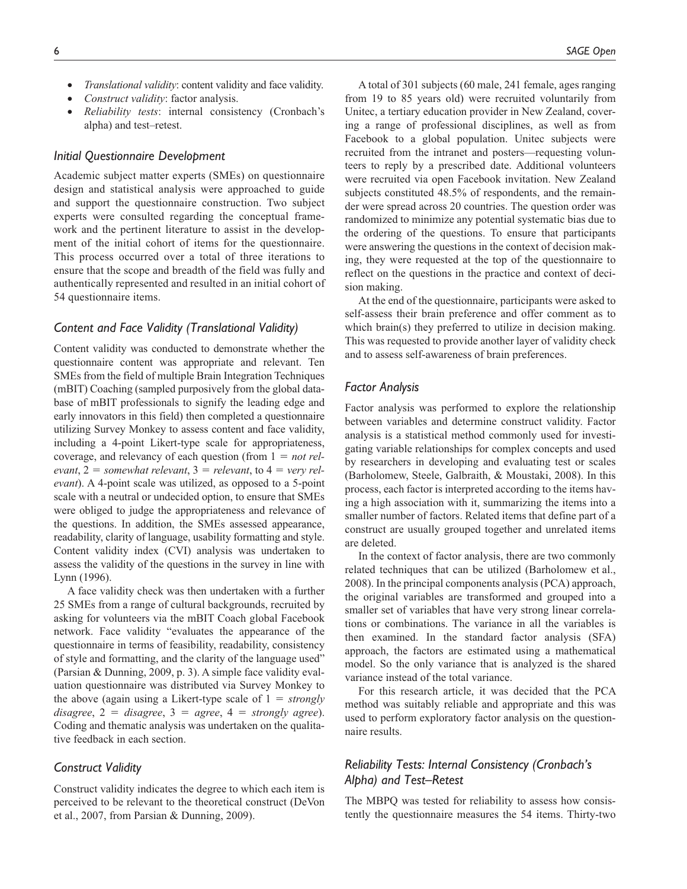- *Translational validity*: content validity and face validity.
- *Construct validity*: factor analysis.
- *Reliability tests*: internal consistency (Cronbach's alpha) and test–retest.

### *Initial Questionnaire Development*

Academic subject matter experts (SMEs) on questionnaire design and statistical analysis were approached to guide and support the questionnaire construction. Two subject experts were consulted regarding the conceptual framework and the pertinent literature to assist in the development of the initial cohort of items for the questionnaire. This process occurred over a total of three iterations to ensure that the scope and breadth of the field was fully and authentically represented and resulted in an initial cohort of 54 questionnaire items.

### *Content and Face Validity (Translational Validity)*

Content validity was conducted to demonstrate whether the questionnaire content was appropriate and relevant. Ten SMEs from the field of multiple Brain Integration Techniques (mBIT) Coaching (sampled purposively from the global database of mBIT professionals to signify the leading edge and early innovators in this field) then completed a questionnaire utilizing Survey Monkey to assess content and face validity, including a 4-point Likert-type scale for appropriateness, coverage, and relevancy of each question (from 1 = *not relevant*, 2 = *somewhat relevant*, 3 = *relevant*, to 4 = *very relevant*). A 4-point scale was utilized, as opposed to a 5-point scale with a neutral or undecided option, to ensure that SMEs were obliged to judge the appropriateness and relevance of the questions. In addition, the SMEs assessed appearance, readability, clarity of language, usability formatting and style. Content validity index (CVI) analysis was undertaken to assess the validity of the questions in the survey in line with Lynn (1996).

A face validity check was then undertaken with a further 25 SMEs from a range of cultural backgrounds, recruited by asking for volunteers via the mBIT Coach global Facebook network. Face validity "evaluates the appearance of the questionnaire in terms of feasibility, readability, consistency of style and formatting, and the clarity of the language used" (Parsian & Dunning, 2009, p. 3). A simple face validity evaluation questionnaire was distributed via Survey Monkey to the above (again using a Likert-type scale of 1 = *strongly disagree*, 2 = *disagree*, 3 = *agree*, 4 = *strongly agree*). Coding and thematic analysis was undertaken on the qualitative feedback in each section.

### *Construct Validity*

Construct validity indicates the degree to which each item is perceived to be relevant to the theoretical construct (DeVon et al., 2007, from Parsian & Dunning, 2009).

A total of 301 subjects (60 male, 241 female, ages ranging from 19 to 85 years old) were recruited voluntarily from Unitec, a tertiary education provider in New Zealand, covering a range of professional disciplines, as well as from Facebook to a global population. Unitec subjects were recruited from the intranet and posters—requesting volunteers to reply by a prescribed date. Additional volunteers were recruited via open Facebook invitation. New Zealand subjects constituted 48.5% of respondents, and the remainder were spread across 20 countries. The question order was randomized to minimize any potential systematic bias due to the ordering of the questions. To ensure that participants were answering the questions in the context of decision making, they were requested at the top of the questionnaire to reflect on the questions in the practice and context of decision making.

At the end of the questionnaire, participants were asked to self-assess their brain preference and offer comment as to which brain(s) they preferred to utilize in decision making. This was requested to provide another layer of validity check and to assess self-awareness of brain preferences.

### *Factor Analysis*

Factor analysis was performed to explore the relationship between variables and determine construct validity. Factor analysis is a statistical method commonly used for investigating variable relationships for complex concepts and used by researchers in developing and evaluating test or scales (Barholomew, Steele, Galbraith, & Moustaki, 2008). In this process, each factor is interpreted according to the items having a high association with it, summarizing the items into a smaller number of factors. Related items that define part of a construct are usually grouped together and unrelated items are deleted.

In the context of factor analysis, there are two commonly related techniques that can be utilized (Barholomew et al., 2008). In the principal components analysis (PCA) approach, the original variables are transformed and grouped into a smaller set of variables that have very strong linear correlations or combinations. The variance in all the variables is then examined. In the standard factor analysis (SFA) approach, the factors are estimated using a mathematical model. So the only variance that is analyzed is the shared variance instead of the total variance.

For this research article, it was decided that the PCA method was suitably reliable and appropriate and this was used to perform exploratory factor analysis on the questionnaire results.

### *Reliability Tests: Internal Consistency (Cronbach's Alpha) and Test–Retest*

The MBPQ was tested for reliability to assess how consistently the questionnaire measures the 54 items. Thirty-two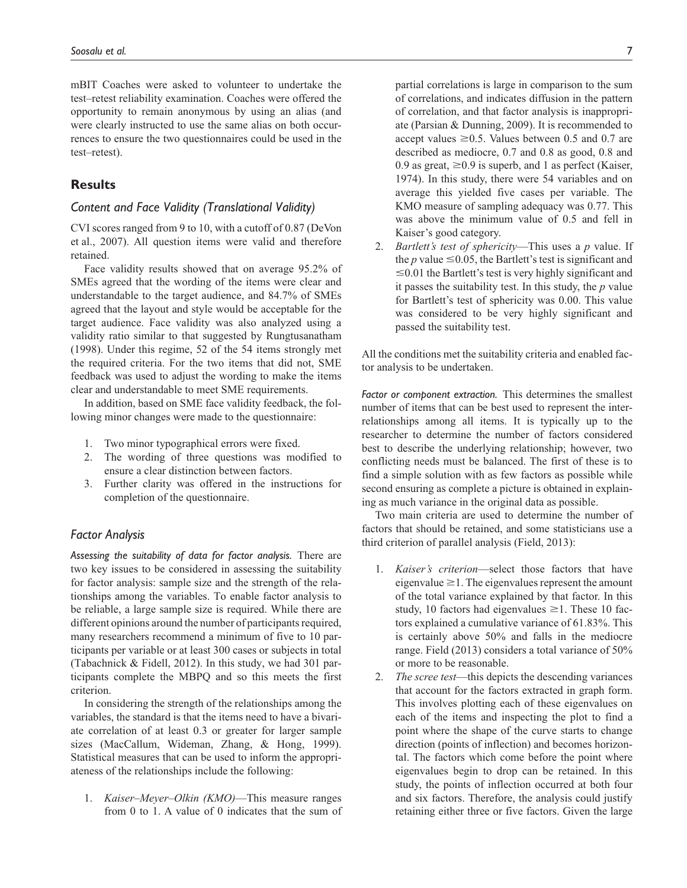mBIT Coaches were asked to volunteer to undertake the test–retest reliability examination. Coaches were offered the opportunity to remain anonymous by using an alias (and were clearly instructed to use the same alias on both occurrences to ensure the two questionnaires could be used in the test–retest).

## Results

### Content and Face Validity (Translational Validity)

CVI scores ranged from 9 to 10, with a cutoff of 0.87 (DeVon et al., 2007). All question items were valid and therefore retained.

Face validity results showed that on average 95.2% of SMEs agreed that the wording of the items were clear and understandable to the target audience, and 84.7% of SMEs agreed that the layout and style would be acceptable for the target audience. Face validity was also analyzed using a validity ratio similar to that suggested by Rungtusanatham (1998). Under this regime, 52 of the 54 items strongly met the required criteria. For the two items that did not, SME feedback was used to adjust the wording to make the items clear and understandable to meet SME requirements.

In addition, based on SME face validity feedback, the following minor changes were made to the questionnaire:

1. Two minor typographical errors were fixed.
2. The wording of three questions was modified to ensure a clear distinction between factors.
3. Further clarity was offered in the instructions for completion of the questionnaire.

### Factor Analysis

*Assessing the suitability of data for factor analysis.* There are two key issues to be considered in assessing the suitability for factor analysis: sample size and the strength of the relationships among the variables. To enable factor analysis to be reliable, a large sample size is required. While there are different opinions around the number of participants required, many researchers recommend a minimum of five to 10 participants per variable or at least 300 cases or subjects in total (Tabachnick & Fidell, 2012). In this study, we had 301 participants complete the MBPQ and so this meets the first criterion.

In considering the strength of the relationships among the variables, the standard is that the items need to have a bivariate correlation of at least 0.3 or greater for larger sample sizes (MacCallum, Wideman, Zhang, & Hong, 1999). Statistical measures that can be used to inform the appropriateness of the relationships include the following:

1. *Kaiser–Meyer–Olkin (KMO)*—This measure ranges from 0 to 1. A value of 0 indicates that the sum of partial correlations is large in comparison to the sum of correlations, and indicates diffusion in the pattern of correlation, and that factor analysis is inappropriate (Parsian & Dunning, 2009). It is recommended to accept values $\geq 0.5$. Values between 0.5 and 0.7 are described as mediocre, 0.7 and 0.8 as good, 0.8 and 0.9 as great, $\geq 0.9$ is superb, and 1 as perfect (Kaiser, 1974). In this study, there were 54 variables and on average this yielded five cases per variable. The KMO measure of sampling adequacy was 0.77. This was above the minimum value of 0.5 and fell in Kaiser's good category.
2. *Bartlett's test of sphericity*—This uses a $p$ value. If the $p$ value $\leq 0.05$, the Bartlett's test is significant and $\leq 0.01$ the Bartlett's test is very highly significant and it passes the suitability test. In this study, the $p$ value for Bartlett's test of sphericity was 0.00. This value was considered to be very highly significant and passed the suitability test.

All the conditions met the suitability criteria and enabled factor analysis to be undertaken.

*Factor or component extraction.* This determines the smallest number of items that can be best used to represent the interrelationships among all items. It is typically up to the researcher to determine the number of factors considered best to describe the underlying relationship; however, two conflicting needs must be balanced. The first of these is to find a simple solution with as few factors as possible while second ensuring as complete a picture is obtained in explaining as much variance in the original data as possible.

Two main criteria are used to determine the number of factors that should be retained, and some statisticians use a third criterion of parallel analysis (Field, 2013):

1. *Kaiser's criterion*—select those factors that have eigenvalue $\geq 1$. The eigenvalues represent the amount of the total variance explained by that factor. In this study, 10 factors had eigenvalues $\geq 1$. These 10 factors explained a cumulative variance of 61.83%. This is certainly above 50% and falls in the mediocre range. Field (2013) considers a total variance of 50% or more to be reasonable.
2. *The scree test*—this depicts the descending variances that account for the factors extracted in graph form. This involves plotting each of these eigenvalues on each of the items and inspecting the plot to find a point where the shape of the curve starts to change direction (points of inflection) and becomes horizontal. The factors which come before the point where eigenvalues begin to drop can be retained. In this study, the points of inflection occurred at both four and six factors. Therefore, the analysis could justify retaining either three or five factors. Given the large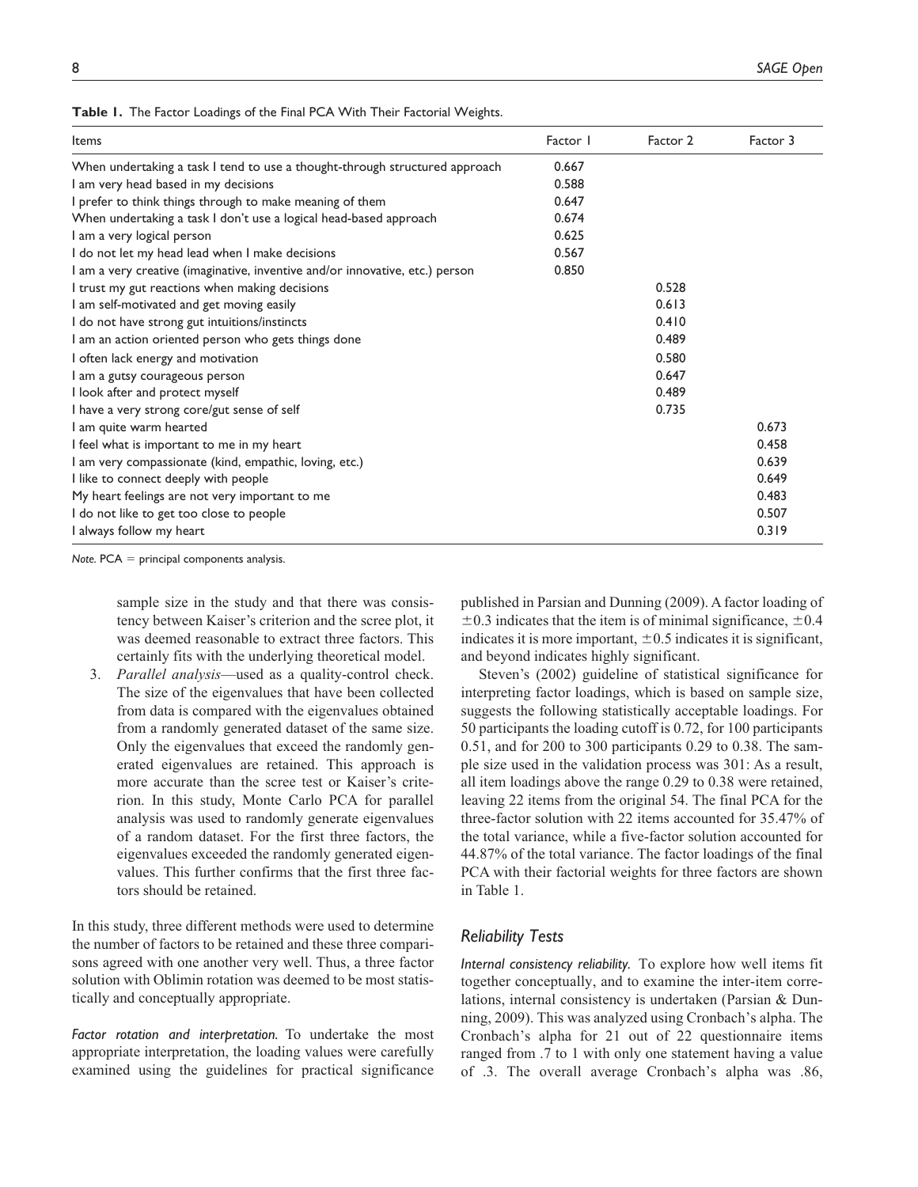**Table 1.** The Factor Loadings of the Final PCA With Their Factorial Weights.

| Items | Factor 1 | Factor 2 | Factor 3 |
| --- | --- | --- | --- |
| When undertaking a task I tend to use a thought-through structured approach | 0.667 | | |
| I am very head based in my decisions | 0.588 | | |
| I prefer to think things through to make meaning of them | 0.647 | | |
| When undertaking a task I don't use a logical head-based approach | 0.674 | | |
| I am a very logical person | 0.625 | | |
| I do not let my head lead when I make decisions | 0.567 | | |
| I am a very creative (imaginative, inventive and/or innovative, etc.) person | 0.850 | | |
| I trust my gut reactions when making decisions | | 0.528 | |
| I am self-motivated and get moving easily | | 0.613 | |
| I do not have strong gut intuitions/instincts | | 0.410 | |
| I am an action oriented person who gets things done | | 0.489 | |
| I often lack energy and motivation | | 0.580 | |
| I am a gutsy courageous person | | 0.647 | |
| I look after and protect myself | | 0.489 | |
| I have a very strong core/gut sense of self | | 0.735 | |
| I am quite warm hearted | | | 0.673 |
| I feel what is important to me in my heart | | | 0.458 |
| I am very compassionate (kind, empathic, loving, etc.) | | | 0.639 |
| I like to connect deeply with people | | | 0.649 |
| My heart feelings are not very important to me | | | 0.483 |
| I do not like to get too close to people | | | 0.507 |
| I always follow my heart | | | 0.319 |

*Note.* PCA = principal components analysis.

sample size in the study and that there was consistency between Kaiser's criterion and the scree plot, it was deemed reasonable to extract three factors. This certainly fits with the underlying theoretical model.

3. *Parallel analysis*—used as a quality-control check. The size of the eigenvalues that have been collected from data is compared with the eigenvalues obtained from a randomly generated dataset of the same size. Only the eigenvalues that exceed the randomly generated eigenvalues are retained. This approach is more accurate than the scree test or Kaiser's criterion. In this study, Monte Carlo PCA for parallel analysis was used to randomly generate eigenvalues of a random dataset. For the first three factors, the eigenvalues exceeded the randomly generated eigenvalues. This further confirms that the first three factors should be retained.

In this study, three different methods were used to determine the number of factors to be retained and these three comparisons agreed with one another very well. Thus, a three factor solution with Oblimin rotation was deemed to be most statistically and conceptually appropriate.

*Factor rotation and interpretation.* To undertake the most appropriate interpretation, the loading values were carefully examined using the guidelines for practical significance published in Parsian and Dunning (2009). A factor loading of $\pm 0.3$ indicates that the item is of minimal significance, $\pm 0.4$ indicates it is more important, $\pm 0.5$ indicates it is significant, and beyond indicates highly significant.

Steven's (2002) guideline of statistical significance for interpreting factor loadings, which is based on sample size, suggests the following statistically acceptable loadings. For 50 participants the loading cutoff is 0.72, for 100 participants 0.51, and for 200 to 300 participants 0.29 to 0.38. The sample size used in the validation process was 301: As a result, all item loadings above the range 0.29 to 0.38 were retained, leaving 22 items from the original 54. The final PCA for the three-factor solution with 22 items accounted for 35.47% of the total variance, while a five-factor solution accounted for 44.87% of the total variance. The factor loadings of the final PCA with their factorial weights for three factors are shown in Table 1.

## Reliability Tests

*Internal consistency reliability.* To explore how well items fit together conceptually, and to examine the inter-item correlations, internal consistency is undertaken (Parsian & Dunning, 2009). This was analyzed using Cronbach's alpha. The Cronbach's alpha for 21 out of 22 questionnaire items ranged from .7 to 1 with only one statement having a value of .3. The overall average Cronbach's alpha was .86,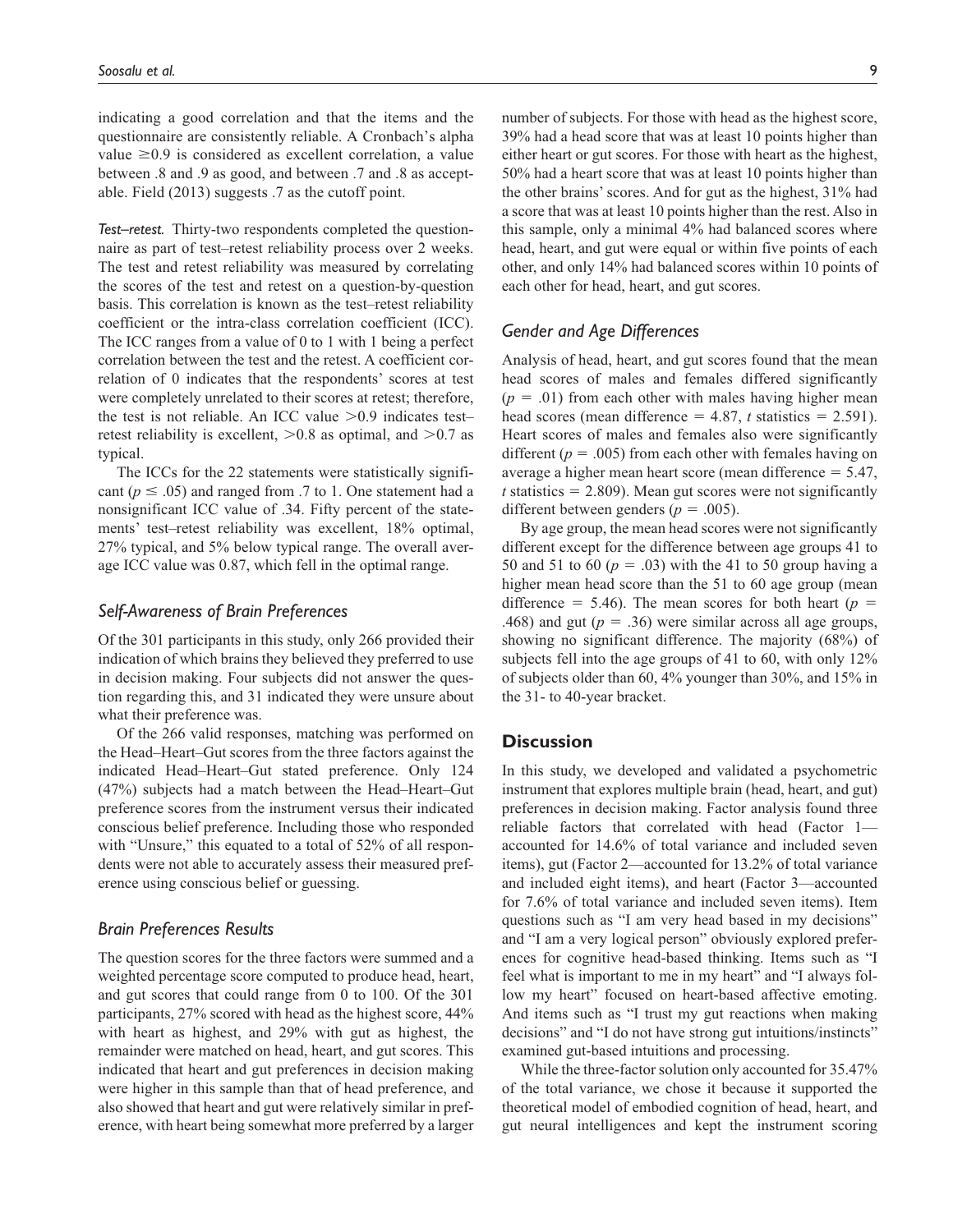indicating a good correlation and that the items and the questionnaire are consistently reliable. A Cronbach's alpha value $\geq 0.9$ is considered as excellent correlation, a value between .8 and .9 as good, and between .7 and .8 as acceptable. Field (2013) suggests .7 as the cutoff point.

*Test–retest.* Thirty-two respondents completed the questionnaire as part of test–retest reliability process over 2 weeks. The test and retest reliability was measured by correlating the scores of the test and retest on a question-by-question basis. This correlation is known as the test–retest reliability coefficient or the intra-class correlation coefficient (ICC). The ICC ranges from a value of 0 to 1 with 1 being a perfect correlation between the test and the retest. A coefficient correlation of 0 indicates that the respondents' scores at test were completely unrelated to their scores at retest; therefore, the test is not reliable. An ICC value $>0.9$ indicates test–retest reliability is excellent, $>0.8$ as optimal, and $>0.7$ as typical.

The ICCs for the 22 statements were statistically significant ($p \leq .05$) and ranged from .7 to 1. One statement had a nonsignificant ICC value of .34. Fifty percent of the statements' test–retest reliability was excellent, 18% optimal, 27% typical, and 5% below typical range. The overall average ICC value was 0.87, which fell in the optimal range.

### Self-Awareness of Brain Preferences

Of the 301 participants in this study, only 266 provided their indication of which brains they believed they preferred to use in decision making. Four subjects did not answer the question regarding this, and 31 indicated they were unsure about what their preference was.

Of the 266 valid responses, matching was performed on the Head–Heart–Gut scores from the three factors against the indicated Head–Heart–Gut stated preference. Only 124 (47%) subjects had a match between the Head–Heart–Gut preference scores from the instrument versus their indicated conscious belief preference. Including those who responded with "Unsure," this equated to a total of 52% of all respondents were not able to accurately assess their measured preference using conscious belief or guessing.

### Brain Preferences Results

The question scores for the three factors were summed and a weighted percentage score computed to produce head, heart, and gut scores that could range from 0 to 100. Of the 301 participants, 27% scored with head as the highest score, 44% with heart as highest, and 29% with gut as highest, the remainder were matched on head, heart, and gut scores. This indicated that heart and gut preferences in decision making were higher in this sample than that of head preference, and also showed that heart and gut were relatively similar in preference, with heart being somewhat more preferred by a larger number of subjects. For those with head as the highest score, 39% had a head score that was at least 10 points higher than either heart or gut scores. For those with heart as the highest, 50% had a heart score that was at least 10 points higher than the other brains' scores. And for gut as the highest, 31% had a score that was at least 10 points higher than the rest. Also in this sample, only a minimal 4% had balanced scores where head, heart, and gut were equal or within five points of each other, and only 14% had balanced scores within 10 points of each other for head, heart, and gut scores.

### Gender and Age Differences

Analysis of head, heart, and gut scores found that the mean head scores of males and females differed significantly ($p = .01$) from each other with males having higher mean head scores (mean difference = 4.87, $t$ statistics = 2.591). Heart scores of males and females also were significantly different ($p = .005$) from each other with females having on average a higher mean heart score (mean difference = 5.47, $t$ statistics = 2.809). Mean gut scores were not significantly different between genders ($p = .005$).

By age group, the mean head scores were not significantly different except for the difference between age groups 41 to 50 and 51 to 60 ($p = .03$) with the 41 to 50 group having a higher mean head score than the 51 to 60 age group (mean difference = 5.46). The mean scores for both heart ($p = .468$) and gut ($p = .36$) were similar across all age groups, showing no significant difference. The majority (68%) of subjects fell into the age groups of 41 to 60, with only 12% of subjects older than 60, 4% younger than 30%, and 15% in the 31- to 40-year bracket.

## Discussion

In this study, we developed and validated a psychometric instrument that explores multiple brain (head, heart, and gut) preferences in decision making. Factor analysis found three reliable factors that correlated with head (Factor 1—accounted for 14.6% of total variance and included seven items), gut (Factor 2—accounted for 13.2% of total variance and included eight items), and heart (Factor 3—accounted for 7.6% of total variance and included seven items). Item questions such as "I am very head based in my decisions" and "I am a very logical person" obviously explored preferences for cognitive head-based thinking. Items such as "I feel what is important to me in my heart" and "I always follow my heart" focused on heart-based affective emoting. And items such as "I trust my gut reactions when making decisions" and "I do not have strong gut intuitions/instincts" examined gut-based intuitions and processing.

While the three-factor solution only accounted for 35.47% of the total variance, we chose it because it supported the theoretical model of embodied cognition of head, heart, and gut neural intelligences and kept the instrument scoring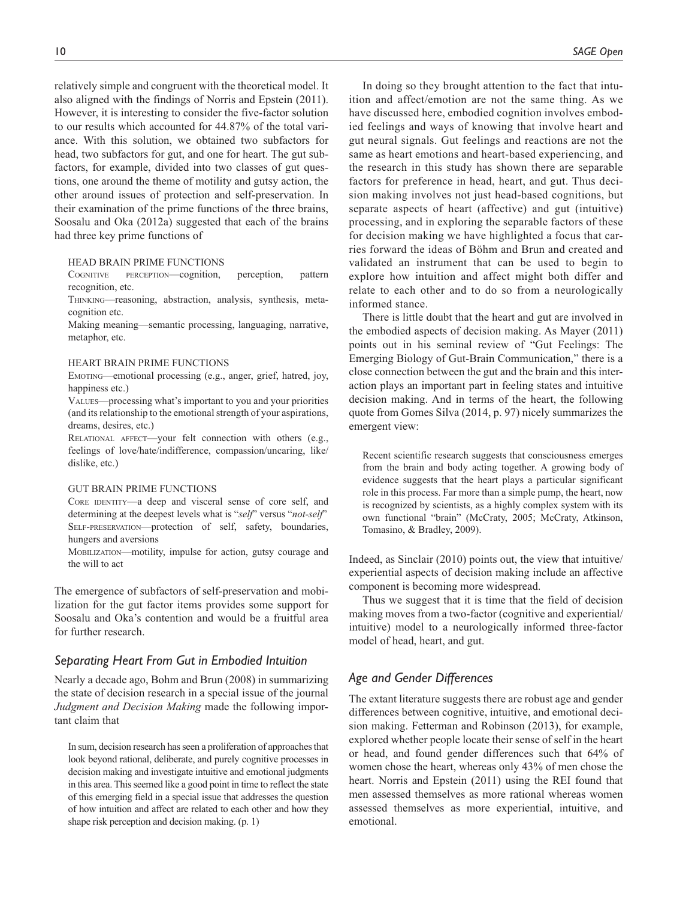relatively simple and congruent with the theoretical model. It also aligned with the findings of Norris and Epstein (2011). However, it is interesting to consider the five-factor solution to our results which accounted for 44.87% of the total variance. With this solution, we obtained two subfactors for head, two subfactors for gut, and one for heart. The gut subfactors, for example, divided into two classes of gut questions, one around the theme of motility and gutsy action, the other around issues of protection and self-preservation. In their examination of the prime functions of the three brains, Soosalu and Oka (2012a) suggested that each of the brains had three key prime functions of

> HEAD BRAIN PRIME FUNCTIONS
>
> Cognitive perception—cognition, perception, pattern recognition, etc.
>
> Thinking—reasoning, abstraction, analysis, synthesis, metacognition etc.
>
> Making meaning—semantic processing, languaging, narrative, metaphor, etc.
>
> HEART BRAIN PRIME FUNCTIONS
>
> Emoting—emotional processing (e.g., anger, grief, hatred, joy, happiness etc.)
>
> Values—processing what's important to you and your priorities (and its relationship to the emotional strength of your aspirations, dreams, desires, etc.)
>
> Relational affect—your felt connection with others (e.g., feelings of love/hate/indifference, compassion/uncaring, like/dislike, etc.)
>
> GUT BRAIN PRIME FUNCTIONS
>
> Core identity—a deep and visceral sense of core self, and determining at the deepest levels what is "*self*" versus "*not-self*"
>
> Self-preservation—protection of self, safety, boundaries, hungers and aversions
>
> Mobilization—motility, impulse for action, gutsy courage and the will to act

The emergence of subfactors of self-preservation and mobilization for the gut factor items provides some support for Soosalu and Oka's contention and would be a fruitful area for further research.

### *Separating Heart From Gut in Embodied Intuition*

Nearly a decade ago, Bohm and Brun (2008) in summarizing the state of decision research in a special issue of the journal *Judgment and Decision Making* made the following important claim that

> In sum, decision research has seen a proliferation of approaches that look beyond rational, deliberate, and purely cognitive processes in decision making and investigate intuitive and emotional judgments in this area. This seemed like a good point in time to reflect the state of this emerging field in a special issue that addresses the question of how intuition and affect are related to each other and how they shape risk perception and decision making. (p. 1)

In doing so they brought attention to the fact that intuition and affect/emotion are not the same thing. As we have discussed here, embodied cognition involves embodied feelings and ways of knowing that involve heart and gut neural signals. Gut feelings and reactions are not the same as heart emotions and heart-based experiencing, and the research in this study has shown there are separable factors for preference in head, heart, and gut. Thus decision making involves not just head-based cognitions, but separate aspects of heart (affective) and gut (intuitive) processing, and in exploring the separable factors of these for decision making we have highlighted a focus that carries forward the ideas of Böhm and Brun and created and validated an instrument that can be used to begin to explore how intuition and affect might both differ and relate to each other and to do so from a neurologically informed stance.

There is little doubt that the heart and gut are involved in the embodied aspects of decision making. As Mayer (2011) points out in his seminal review of "Gut Feelings: The Emerging Biology of Gut-Brain Communication," there is a close connection between the gut and the brain and this interaction plays an important part in feeling states and intuitive decision making. And in terms of the heart, the following quote from Gomes Silva (2014, p. 97) nicely summarizes the emergent view:

> Recent scientific research suggests that consciousness emerges from the brain and body acting together. A growing body of evidence suggests that the heart plays a particular significant role in this process. Far more than a simple pump, the heart, now is recognized by scientists, as a highly complex system with its own functional "brain" (McCraty, 2005; McCraty, Atkinson, Tomasino, & Bradley, 2009).

Indeed, as Sinclair (2010) points out, the view that intuitive/experiential aspects of decision making include an affective component is becoming more widespread.

Thus we suggest that it is time that the field of decision making moves from a two-factor (cognitive and experiential/intuitive) model to a neurologically informed three-factor model of head, heart, and gut.

### *Age and Gender Differences*

The extant literature suggests there are robust age and gender differences between cognitive, intuitive, and emotional decision making. Fetterman and Robinson (2013), for example, explored whether people locate their sense of self in the heart or head, and found gender differences such that 64% of women chose the heart, whereas only 43% of men chose the heart. Norris and Epstein (2011) using the REI found that men assessed themselves as more rational whereas women assessed themselves as more experiential, intuitive, and emotional.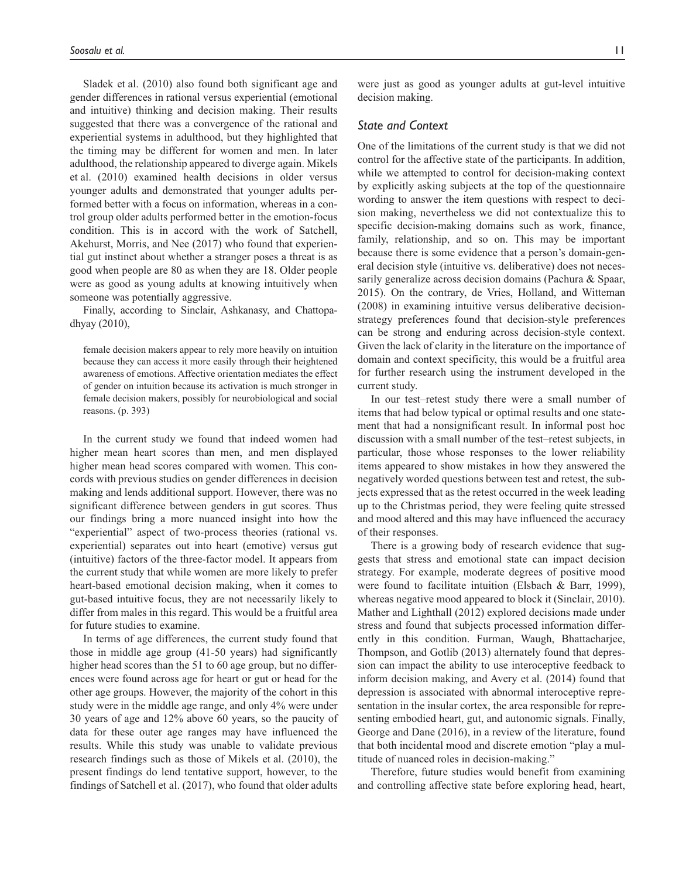Sladek et al. (2010) also found both significant age and gender differences in rational versus experiential (emotional and intuitive) thinking and decision making. Their results suggested that there was a convergence of the rational and experiential systems in adulthood, but they highlighted that the timing may be different for women and men. In later adulthood, the relationship appeared to diverge again. Mikels et al. (2010) examined health decisions in older versus younger adults and demonstrated that younger adults performed better with a focus on information, whereas in a control group older adults performed better in the emotion-focus condition. This is in accord with the work of Satchell, Akehurst, Morris, and Nee (2017) who found that experiential gut instinct about whether a stranger poses a threat is as good when people are 80 as when they are 18. Older people were as good as young adults at knowing intuitively when someone was potentially aggressive.

Finally, according to Sinclair, Ashkanasy, and Chattopadhyay (2010),

> female decision makers appear to rely more heavily on intuition because they can access it more easily through their heightened awareness of emotions. Affective orientation mediates the effect of gender on intuition because its activation is much stronger in female decision makers, possibly for neurobiological and social reasons. (p. 393)

In the current study we found that indeed women had higher mean heart scores than men, and men displayed higher mean head scores compared with women. This concords with previous studies on gender differences in decision making and lends additional support. However, there was no significant difference between genders in gut scores. Thus our findings bring a more nuanced insight into how the "experiential" aspect of two-process theories (rational vs. experiential) separates out into heart (emotive) versus gut (intuitive) factors of the three-factor model. It appears from the current study that while women are more likely to prefer heart-based emotional decision making, when it comes to gut-based intuitive focus, they are not necessarily likely to differ from males in this regard. This would be a fruitful area for future studies to examine.

In terms of age differences, the current study found that those in middle age group (41-50 years) had significantly higher head scores than the 51 to 60 age group, but no differences were found across age for heart or gut or head for the other age groups. However, the majority of the cohort in this study were in the middle age range, and only 4% were under 30 years of age and 12% above 60 years, so the paucity of data for these outer age ranges may have influenced the results. While this study was unable to validate previous research findings such as those of Mikels et al. (2010), the present findings do lend tentative support, however, to the findings of Satchell et al. (2017), who found that older adults were just as good as younger adults at gut-level intuitive decision making.

### *State and Context*

One of the limitations of the current study is that we did not control for the affective state of the participants. In addition, while we attempted to control for decision-making context by explicitly asking subjects at the top of the questionnaire wording to answer the item questions with respect to decision making, nevertheless we did not contextualize this to specific decision-making domains such as work, finance, family, relationship, and so on. This may be important because there is some evidence that a person's domain-general decision style (intuitive vs. deliberative) does not necessarily generalize across decision domains (Pachura & Spaar, 2015). On the contrary, de Vries, Holland, and Witteman (2008) in examining intuitive versus deliberative decision-strategy preferences found that decision-style preferences can be strong and enduring across decision-style context. Given the lack of clarity in the literature on the importance of domain and context specificity, this would be a fruitful area for further research using the instrument developed in the current study.

In our test–retest study there were a small number of items that had below typical or optimal results and one statement that had a nonsignificant result. In informal post hoc discussion with a small number of the test–retest subjects, in particular, those whose responses to the lower reliability items appeared to show mistakes in how they answered the negatively worded questions between test and retest, the subjects expressed that as the retest occurred in the week leading up to the Christmas period, they were feeling quite stressed and mood altered and this may have influenced the accuracy of their responses.

There is a growing body of research evidence that suggests that stress and emotional state can impact decision strategy. For example, moderate degrees of positive mood were found to facilitate intuition (Elsbach & Barr, 1999), whereas negative mood appeared to block it (Sinclair, 2010). Mather and Lighthall (2012) explored decisions made under stress and found that subjects processed information differently in this condition. Furman, Waugh, Bhattacharjee, Thompson, and Gotlib (2013) alternately found that depression can impact the ability to use interoceptive feedback to inform decision making, and Avery et al. (2014) found that depression is associated with abnormal interoceptive representation in the insular cortex, the area responsible for representing embodied heart, gut, and autonomic signals. Finally, George and Dane (2016), in a review of the literature, found that both incidental mood and discrete emotion "play a multitude of nuanced roles in decision-making."

Therefore, future studies would benefit from examining and controlling affective state before exploring head, heart,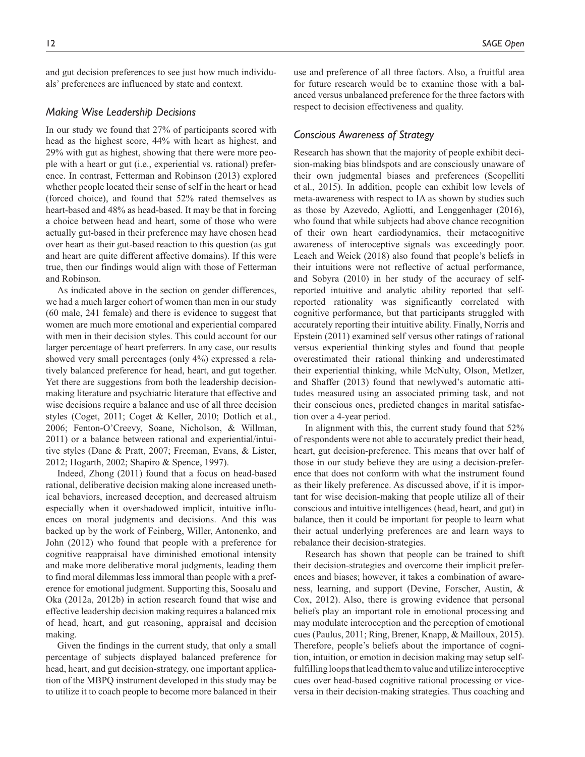and gut decision preferences to see just how much individuals' preferences are influenced by state and context.

### *Making Wise Leadership Decisions*

In our study we found that 27% of participants scored with head as the highest score, 44% with heart as highest, and 29% with gut as highest, showing that there were more people with a heart or gut (i.e., experiential vs. rational) preference. In contrast, Fetterman and Robinson (2013) explored whether people located their sense of self in the heart or head (forced choice), and found that 52% rated themselves as heart-based and 48% as head-based. It may be that in forcing a choice between head and heart, some of those who were actually gut-based in their preference may have chosen head over heart as their gut-based reaction to this question (as gut and heart are quite different affective domains). If this were true, then our findings would align with those of Fetterman and Robinson.

As indicated above in the section on gender differences, we had a much larger cohort of women than men in our study (60 male, 241 female) and there is evidence to suggest that women are much more emotional and experiential compared with men in their decision styles. This could account for our larger percentage of heart preferrers. In any case, our results showed very small percentages (only 4%) expressed a relatively balanced preference for head, heart, and gut together. Yet there are suggestions from both the leadership decision-making literature and psychiatric literature that effective and wise decisions require a balance and use of all three decision styles (Coget, 2011; Coget & Keller, 2010; Dotlich et al., 2006; Fenton-O'Creevy, Soane, Nicholson, & Willman, 2011) or a balance between rational and experiential/intuitive styles (Dane & Pratt, 2007; Freeman, Evans, & Lister, 2012; Hogarth, 2002; Shapiro & Spence, 1997).

Indeed, Zhong (2011) found that a focus on head-based rational, deliberative decision making alone increased unethical behaviors, increased deception, and decreased altruism especially when it overshadowed implicit, intuitive influences on moral judgments and decisions. And this was backed up by the work of Feinberg, Willer, Antonenko, and John (2012) who found that people with a preference for cognitive reappraisal have diminished emotional intensity and make more deliberative moral judgments, leading them to find moral dilemmas less immoral than people with a preference for emotional judgment. Supporting this, Soosalu and Oka (2012a, 2012b) in action research found that wise and effective leadership decision making requires a balanced mix of head, heart, and gut reasoning, appraisal and decision making.

Given the findings in the current study, that only a small percentage of subjects displayed balanced preference for head, heart, and gut decision-strategy, one important application of the MBPQ instrument developed in this study may be to utilize it to coach people to become more balanced in their use and preference of all three factors. Also, a fruitful area for future research would be to examine those with a balanced versus unbalanced preference for the three factors with respect to decision effectiveness and quality.

### *Conscious Awareness of Strategy*

Research has shown that the majority of people exhibit decision-making bias blindspots and are consciously unaware of their own judgmental biases and preferences (Scopelliti et al., 2015). In addition, people can exhibit low levels of meta-awareness with respect to IA as shown by studies such as those by Azevedo, Agliotti, and Lenggenhager (2016), who found that while subjects had above chance recognition of their own heart cardiodynamics, their metacognitive awareness of interoceptive signals was exceedingly poor. Leach and Weick (2018) also found that people's beliefs in their intuitions were not reflective of actual performance, and Sobyra (2010) in her study of the accuracy of self-reported intuitive and analytic ability reported that self-reported rationality was significantly correlated with cognitive performance, but that participants struggled with accurately reporting their intuitive ability. Finally, Norris and Epstein (2011) examined self versus other ratings of rational versus experiential thinking styles and found that people overestimated their rational thinking and underestimated their experiential thinking, while McNulty, Olson, Metlzer, and Shaffer (2013) found that newlywed's automatic attitudes measured using an associated priming task, and not their conscious ones, predicted changes in marital satisfaction over a 4-year period.

In alignment with this, the current study found that 52% of respondents were not able to accurately predict their head, heart, gut decision-preference. This means that over half of those in our study believe they are using a decision-preference that does not conform with what the instrument found as their likely preference. As discussed above, if it is important for wise decision-making that people utilize all of their conscious and intuitive intelligences (head, heart, and gut) in balance, then it could be important for people to learn what their actual underlying preferences are and learn ways to rebalance their decision-strategies.

Research has shown that people can be trained to shift their decision-strategies and overcome their implicit preferences and biases; however, it takes a combination of awareness, learning, and support (Devine, Forscher, Austin, & Cox, 2012). Also, there is growing evidence that personal beliefs play an important role in emotional processing and may modulate interoception and the perception of emotional cues (Paulus, 2011; Ring, Brener, Knapp, & Mailloux, 2015). Therefore, people's beliefs about the importance of cognition, intuition, or emotion in decision making may setup self-fulfilling loops that lead them to value and utilize interoceptive cues over head-based cognitive rational processing or vice-versa in their decision-making strategies. Thus coaching and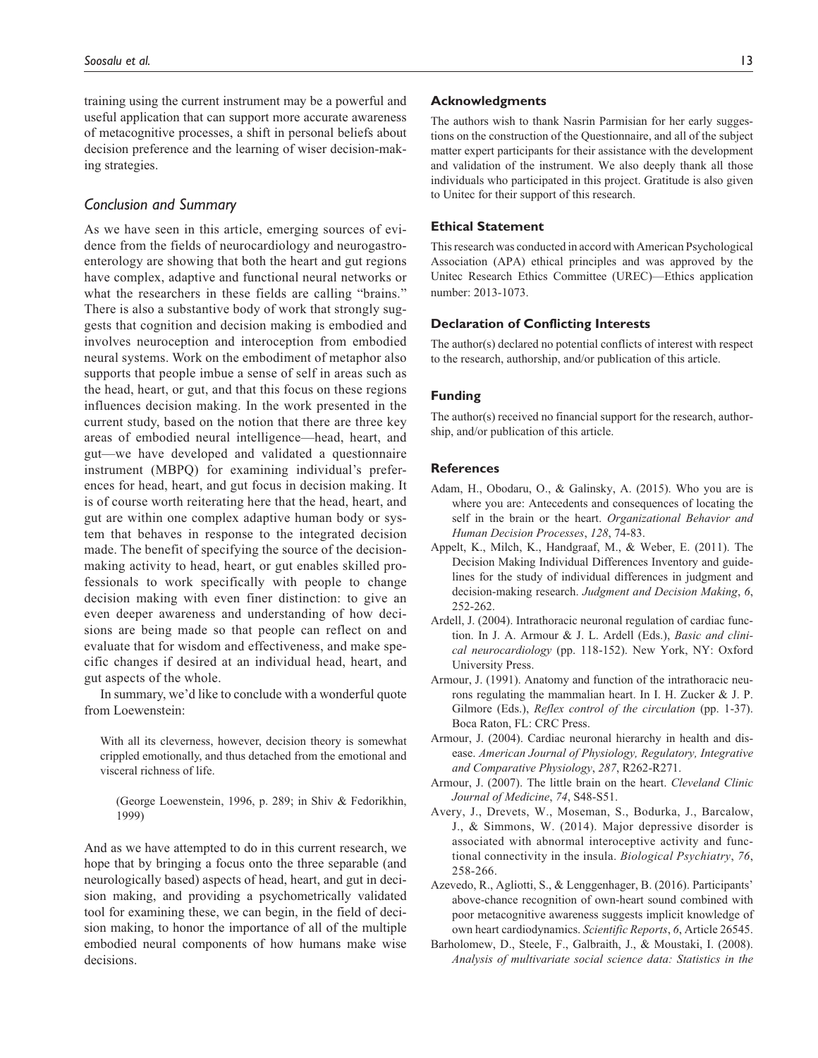training using the current instrument may be a powerful and useful application that can support more accurate awareness of metacognitive processes, a shift in personal beliefs about decision preference and the learning of wiser decision-making strategies.

### Conclusion and Summary

As we have seen in this article, emerging sources of evidence from the fields of neurocardiology and neurogastroenterology are showing that both the heart and gut regions have complex, adaptive and functional neural networks or what the researchers in these fields are calling "brains." There is also a substantive body of work that strongly suggests that cognition and decision making is embodied and involves neuroception and interoception from embodied neural systems. Work on the embodiment of metaphor also supports that people imbue a sense of self in areas such as the head, heart, or gut, and that this focus on these regions influences decision making. In the work presented in the current study, based on the notion that there are three key areas of embodied neural intelligence—head, heart, and gut—we have developed and validated a questionnaire instrument (MBPQ) for examining individual's preferences for head, heart, and gut focus in decision making. It is of course worth reiterating here that the head, heart, and gut are within one complex adaptive human body or system that behaves in response to the integrated decision made. The benefit of specifying the source of the decision-making activity to head, heart, or gut enables skilled professionals to work specifically with people to change decision making with even finer distinction: to give an even deeper awareness and understanding of how decisions are being made so that people can reflect on and evaluate that for wisdom and effectiveness, and make specific changes if desired at an individual head, heart, and gut aspects of the whole.

In summary, we'd like to conclude with a wonderful quote from Loewenstein:

> With all its cleverness, however, decision theory is somewhat crippled emotionally, and thus detached from the emotional and visceral richness of life.
>
> (George Loewenstein, 1996, p. 289; in Shiv & Fedorikhin, 1999)

And as we have attempted to do in this current research, we hope that by bringing a focus onto the three separable (and neurologically based) aspects of head, heart, and gut in decision making, and providing a psychometrically validated tool for examining these, we can begin, in the field of decision making, to honor the importance of all of the multiple embodied neural components of how humans make wise decisions.

## Acknowledgments

The authors wish to thank Nasrin Parmisian for her early suggestions on the construction of the Questionnaire, and all of the subject matter expert participants for their assistance with the development and validation of the instrument. We also deeply thank all those individuals who participated in this project. Gratitude is also given to Unitec for their support of this research.

## Ethical Statement

This research was conducted in accord with American Psychological Association (APA) ethical principles and was approved by the Unitec Research Ethics Committee (UREC)—Ethics application number: 2013-1073.

## Declaration of Conflicting Interests

The author(s) declared no potential conflicts of interest with respect to the research, authorship, and/or publication of this article.

## Funding

The author(s) received no financial support for the research, authorship, and/or publication of this article.

## References

Adam, H., Obodaru, O., & Galinsky, A. (2015). Who you are is where you are: Antecedents and consequences of locating the self in the brain or the heart. *Organizational Behavior and Human Decision Processes*, *128*, 74-83.

Appelt, K., Milch, K., Handgraaf, M., & Weber, E. (2011). The Decision Making Individual Differences Inventory and guidelines for the study of individual differences in judgment and decision-making research. *Judgment and Decision Making*, *6*, 252-262.

Ardell, J. (2004). Intrathoracic neuronal regulation of cardiac function. In J. A. Armour & J. L. Ardell (Eds.), *Basic and clinical neurocardiology* (pp. 118-152). New York, NY: Oxford University Press.

Armour, J. (1991). Anatomy and function of the intrathoracic neurons regulating the mammalian heart. In I. H. Zucker & J. P. Gilmore (Eds.), *Reflex control of the circulation* (pp. 1-37). Boca Raton, FL: CRC Press.

Armour, J. (2004). Cardiac neuronal hierarchy in health and disease. *American Journal of Physiology, Regulatory, Integrative and Comparative Physiology*, *287*, R262-R271.

Armour, J. (2007). The little brain on the heart. *Cleveland Clinic Journal of Medicine*, *74*, S48-S51.

Avery, J., Drevets, W., Moseman, S., Bodurka, J., Barcalow, J., & Simmons, W. (2014). Major depressive disorder is associated with abnormal interoceptive activity and functional connectivity in the insula. *Biological Psychiatry*, *76*, 258-266.

Azevedo, R., Agliotti, S., & Lenggenhager, B. (2016). Participants' above-chance recognition of own-heart sound combined with poor metacognitive awareness suggests implicit knowledge of own heart cardiodynamics. *Scientific Reports*, *6*, Article 26545.

Barholomew, D., Steele, F., Galbraith, J., & Moustaki, I. (2008). *Analysis of multivariate social science data: Statistics in the*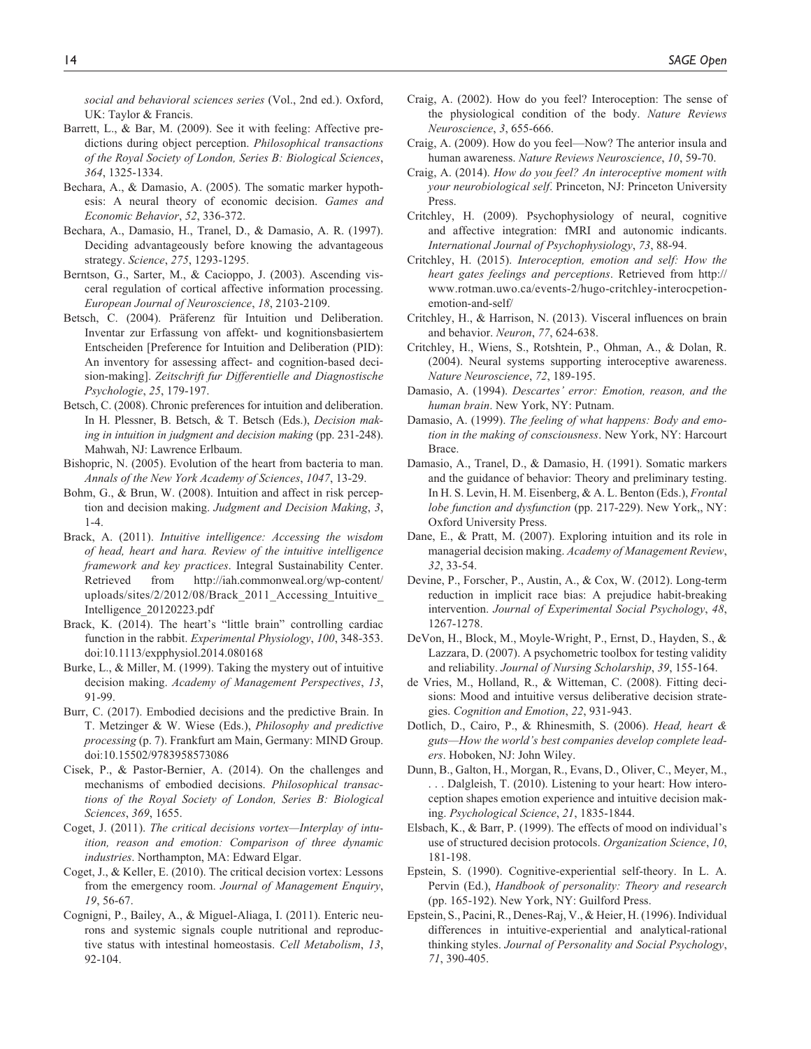*social and behavioral sciences series* (Vol., 2nd ed.). Oxford, UK: Taylor & Francis.

Barrett, L., & Bar, M. (2009). See it with feeling: Affective predictions during object perception. *Philosophical transactions of the Royal Society of London, Series B: Biological Sciences*, *364*, 1325-1334.

Bechara, A., & Damasio, A. (2005). The somatic marker hypothesis: A neural theory of economic decision. *Games and Economic Behavior*, *52*, 336-372.

Bechara, A., Damasio, H., Tranel, D., & Damasio, A. R. (1997). Deciding advantageously before knowing the advantageous strategy. *Science*, *275*, 1293-1295.

Berntson, G., Sarter, M., & Cacioppo, J. (2003). Ascending visceral regulation of cortical affective information processing. *European Journal of Neuroscience*, *18*, 2103-2109.

Betsch, C. (2004). Präferenz für Intuition und Deliberation. Inventar zur Erfassung von affekt- und kognitionsbasiertem Entscheiden [Preference for Intuition and Deliberation (PID): An inventory for assessing affect- and cognition-based decision-making]. *Zeitschrift fur Differentielle and Diagnostische Psychologie*, *25*, 179-197.

Betsch, C. (2008). Chronic preferences for intuition and deliberation. In H. Plessner, B. Betsch, & T. Betsch (Eds.), *Decision making in intuition in judgment and decision making* (pp. 231-248). Mahwah, NJ: Lawrence Erlbaum.

Bishopric, N. (2005). Evolution of the heart from bacteria to man. *Annals of the New York Academy of Sciences*, *1047*, 13-29.

Bohm, G., & Brun, W. (2008). Intuition and affect in risk perception and decision making. *Judgment and Decision Making*, *3*, 1-4.

Brack, A. (2011). *Intuitive intelligence: Accessing the wisdom of head, heart and hara. Review of the intuitive intelligence framework and key practices*. Integral Sustainability Center. Retrieved from http://iah.commonweal.org/wp-content/uploads/sites/2/2012/08/Brack_2011_Accessing_Intuitive_Intelligence_20120223.pdf

Brack, K. (2014). The heart's "little brain" controlling cardiac function in the rabbit. *Experimental Physiology*, *100*, 348-353. doi:10.1113/expphysiol.2014.080168

Burke, L., & Miller, M. (1999). Taking the mystery out of intuitive decision making. *Academy of Management Perspectives*, *13*, 91-99.

Burr, C. (2017). Embodied decisions and the predictive Brain. In T. Metzinger & W. Wiese (Eds.), *Philosophy and predictive processing* (p. 7). Frankfurt am Main, Germany: MIND Group. doi:10.15502/9783958573086

Cisek, P., & Pastor-Bernier, A. (2014). On the challenges and mechanisms of embodied decisions. *Philosophical transactions of the Royal Society of London, Series B: Biological Sciences*, *369*, 1655.

Coget, J. (2011). *The critical decisions vortex—Interplay of intuition, reason and emotion: Comparison of three dynamic industries*. Northampton, MA: Edward Elgar.

Coget, J., & Keller, E. (2010). The critical decision vortex: Lessons from the emergency room. *Journal of Management Enquiry*, *19*, 56-67.

Cognigni, P., Bailey, A., & Miguel-Aliaga, I. (2011). Enteric neurons and systemic signals couple nutritional and reproductive status with intestinal homeostasis. *Cell Metabolism*, *13*, 92-104.

Craig, A. (2002). How do you feel? Interoception: The sense of the physiological condition of the body. *Nature Reviews Neuroscience*, *3*, 655-666.

Craig, A. (2009). How do you feel—Now? The anterior insula and human awareness. *Nature Reviews Neuroscience*, *10*, 59-70.

Craig, A. (2014). *How do you feel? An interoceptive moment with your neurobiological self*. Princeton, NJ: Princeton University Press.

Critchley, H. (2009). Psychophysiology of neural, cognitive and affective integration: fMRI and autonomic indicants. *International Journal of Psychophysiology*, *73*, 88-94.

Critchley, H. (2015). *Interoception, emotion and self: How the heart gates feelings and perceptions*. Retrieved from http://www.rotman.uwo.ca/events-2/hugo-critchley-interocpetion-emotion-and-self/

Critchley, H., & Harrison, N. (2013). Visceral influences on brain and behavior. *Neuron*, *77*, 624-638.

Critchley, H., Wiens, S., Rotshtein, P., Ohman, A., & Dolan, R. (2004). Neural systems supporting interoceptive awareness. *Nature Neuroscience*, *72*, 189-195.

Damasio, A. (1994). *Descartes' error: Emotion, reason, and the human brain*. New York, NY: Putnam.

Damasio, A. (1999). *The feeling of what happens: Body and emotion in the making of consciousness*. New York, NY: Harcourt Brace.

Damasio, A., Tranel, D., & Damasio, H. (1991). Somatic markers and the guidance of behavior: Theory and preliminary testing. In H. S. Levin, H. M. Eisenberg, & A. L. Benton (Eds.), *Frontal lobe function and dysfunction* (pp. 217-229). New York,, NY: Oxford University Press.

Dane, E., & Pratt, M. (2007). Exploring intuition and its role in managerial decision making. *Academy of Management Review*, *32*, 33-54.

Devine, P., Forscher, P., Austin, A., & Cox, W. (2012). Long-term reduction in implicit race bias: A prejudice habit-breaking intervention. *Journal of Experimental Social Psychology*, *48*, 1267-1278.

DeVon, H., Block, M., Moyle-Wright, P., Ernst, D., Hayden, S., & Lazzara, D. (2007). A psychometric toolbox for testing validity and reliability. *Journal of Nursing Scholarship*, *39*, 155-164.

de Vries, M., Holland, R., & Witteman, C. (2008). Fitting decisions: Mood and intuitive versus deliberative decision strategies. *Cognition and Emotion*, *22*, 931-943.

Dotlich, D., Cairo, P., & Rhinesmith, S. (2006). *Head, heart & guts—How the world's best companies develop complete leaders*. Hoboken, NJ: John Wiley.

Dunn, B., Galton, H., Morgan, R., Evans, D., Oliver, C., Meyer, M., . . . Dalgleish, T. (2010). Listening to your heart: How interoception shapes emotion experience and intuitive decision making. *Psychological Science*, *21*, 1835-1844.

Elsbach, K., & Barr, P. (1999). The effects of mood on individual's use of structured decision protocols. *Organization Science*, *10*, 181-198.

Epstein, S. (1990). Cognitive-experiential self-theory. In L. A. Pervin (Ed.), *Handbook of personality: Theory and research* (pp. 165-192). New York, NY: Guilford Press.

Epstein, S., Pacini, R., Denes-Raj, V., & Heier, H. (1996). Individual differences in intuitive-experiential and analytical-rational thinking styles. *Journal of Personality and Social Psychology*, *71*, 390-405.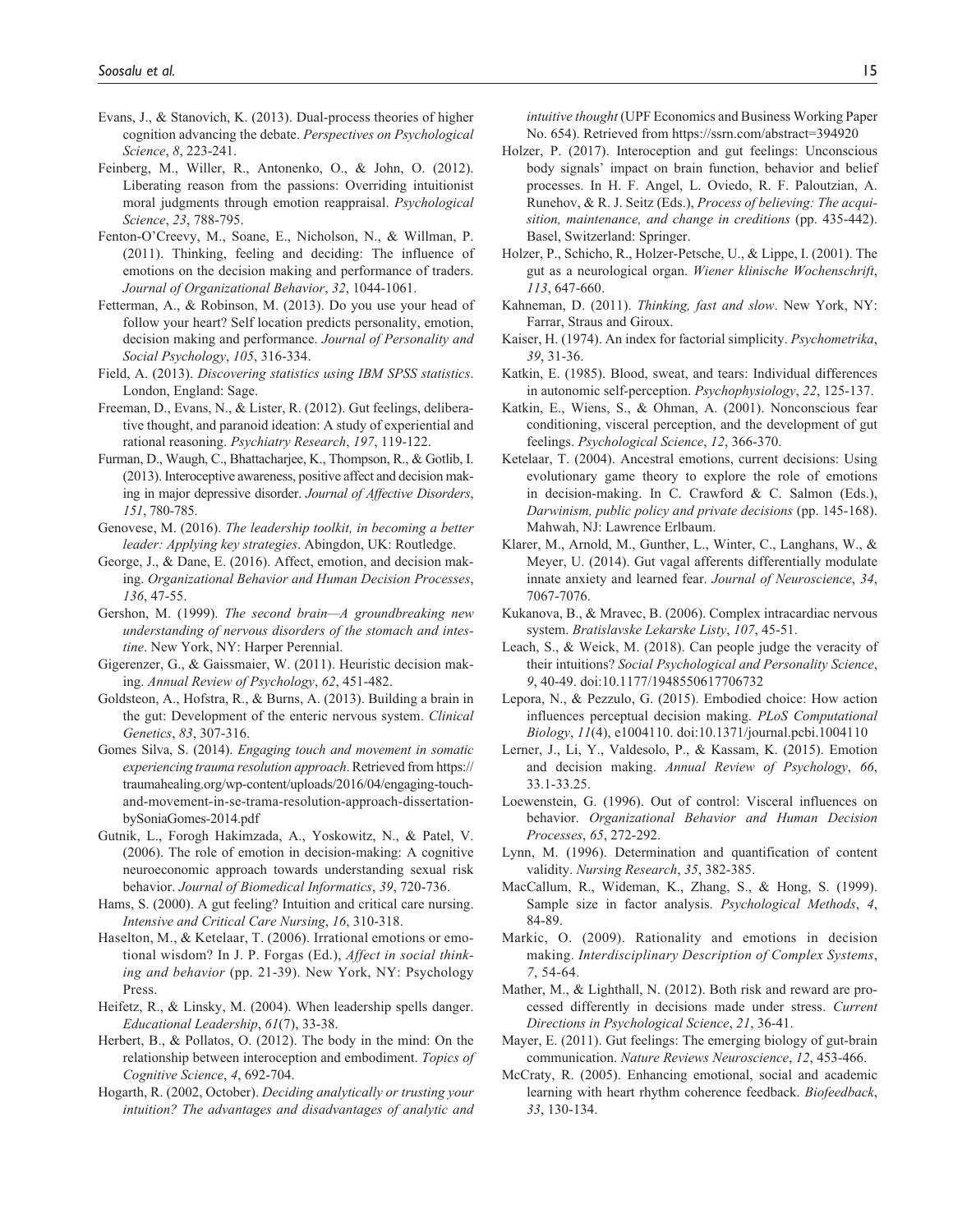Evans, J., & Stanovich, K. (2013). Dual-process theories of higher cognition advancing the debate. *Perspectives on Psychological Science*, *8*, 223-241.

Feinberg, M., Willer, R., Antonenko, O., & John, O. (2012). Liberating reason from the passions: Overriding intuitionist moral judgments through emotion reappraisal. *Psychological Science*, *23*, 788-795.

Fenton-O'Creevy, M., Soane, E., Nicholson, N., & Willman, P. (2011). Thinking, feeling and deciding: The influence of emotions on the decision making and performance of traders. *Journal of Organizational Behavior*, *32*, 1044-1061.

Fetterman, A., & Robinson, M. (2013). Do you use your head of follow your heart? Self location predicts personality, emotion, decision making and performance. *Journal of Personality and Social Psychology*, *105*, 316-334.

Field, A. (2013). *Discovering statistics using IBM SPSS statistics*. London, England: Sage.

Freeman, D., Evans, N., & Lister, R. (2012). Gut feelings, deliberative thought, and paranoid ideation: A study of experiential and rational reasoning. *Psychiatry Research*, *197*, 119-122.

Furman, D., Waugh, C., Bhattacharjee, K., Thompson, R., & Gotlib, I. (2013). Interoceptive awareness, positive affect and decision making in major depressive disorder. *Journal of Affective Disorders*, *151*, 780-785.

Genovese, M. (2016). *The leadership toolkit, in becoming a better leader: Applying key strategies*. Abingdon, UK: Routledge.

George, J., & Dane, E. (2016). Affect, emotion, and decision making. *Organizational Behavior and Human Decision Processes*, *136*, 47-55.

Gershon, M. (1999). *The second brain—A groundbreaking new understanding of nervous disorders of the stomach and intestine*. New York, NY: Harper Perennial.

Gigerenzer, G., & Gaissmaier, W. (2011). Heuristic decision making. *Annual Review of Psychology*, *62*, 451-482.

Goldsteon, A., Hofstra, R., & Burns, A. (2013). Building a brain in the gut: Development of the enteric nervous system. *Clinical Genetics*, *83*, 307-316.

Gomes Silva, S. (2014). *Engaging touch and movement in somatic experiencing trauma resolution approach*. Retrieved from https://traumahealing.org/wp-content/uploads/2016/04/engaging-touch-and-movement-in-se-trama-resolution-approach-dissertation-bySoniaGomes-2014.pdf

Gutnik, L., Forogh Hakimzada, A., Yoskowitz, N., & Patel, V. (2006). The role of emotion in decision-making: A cognitive neuroeconomic approach towards understanding sexual risk behavior. *Journal of Biomedical Informatics*, *39*, 720-736.

Hams, S. (2000). A gut feeling? Intuition and critical care nursing. *Intensive and Critical Care Nursing*, *16*, 310-318.

Haselton, M., & Ketelaar, T. (2006). Irrational emotions or emotional wisdom? In J. P. Forgas (Ed.), *Affect in social thinking and behavior* (pp. 21-39). New York, NY: Psychology Press.

Heifetz, R., & Linsky, M. (2004). When leadership spells danger. *Educational Leadership*, *61*(7), 33-38.

Herbert, B., & Pollatos, O. (2012). The body in the mind: On the relationship between interoception and embodiment. *Topics of Cognitive Science*, *4*, 692-704.

Hogarth, R. (2002, October). *Deciding analytically or trusting your intuition? The advantages and disadvantages of analytic and intuitive thought* (UPF Economics and Business Working Paper No. 654). Retrieved from https://ssrn.com/abstract=394920

Holzer, P. (2017). Interoception and gut feelings: Unconscious body signals' impact on brain function, behavior and belief processes. In H. F. Angel, L. Oviedo, R. F. Paloutzian, A. Runehov, & R. J. Seitz (Eds.), *Process of believing: The acquisition, maintenance, and change in creditions* (pp. 435-442). Basel, Switzerland: Springer.

Holzer, P., Schicho, R., Holzer-Petsche, U., & Lippe, I. (2001). The gut as a neurological organ. *Wiener klinische Wochenschrift*, *113*, 647-660.

Kahneman, D. (2011). *Thinking, fast and slow*. New York, NY: Farrar, Straus and Giroux.

Kaiser, H. (1974). An index for factorial simplicity. *Psychometrika*, *39*, 31-36.

Katkin, E. (1985). Blood, sweat, and tears: Individual differences in autonomic self-perception. *Psychophysiology*, *22*, 125-137.

Katkin, E., Wiens, S., & Ohman, A. (2001). Nonconscious fear conditioning, visceral perception, and the development of gut feelings. *Psychological Science*, *12*, 366-370.

Ketelaar, T. (2004). Ancestral emotions, current decisions: Using evolutionary game theory to explore the role of emotions in decision-making. In C. Crawford & C. Salmon (Eds.), *Darwinism, public policy and private decisions* (pp. 145-168). Mahwah, NJ: Lawrence Erlbaum.

Klarer, M., Arnold, M., Gunther, L., Winter, C., Langhans, W., & Meyer, U. (2014). Gut vagal afferents differentially modulate innate anxiety and learned fear. *Journal of Neuroscience*, *34*, 7067-7076.

Kukanova, B., & Mravec, B. (2006). Complex intracardiac nervous system. *Bratislavske Lekarske Listy*, *107*, 45-51.

Leach, S., & Weick, M. (2018). Can people judge the veracity of their intuitions? *Social Psychological and Personality Science*, *9*, 40-49. doi:10.1177/1948550617706732

Lepora, N., & Pezzulo, G. (2015). Embodied choice: How action influences perceptual decision making. *PLoS Computational Biology*, *11*(4), e1004110. doi:10.1371/journal.pcbi.1004110

Lerner, J., Li, Y., Valdesolo, P., & Kassam, K. (2015). Emotion and decision making. *Annual Review of Psychology*, *66*, 33.1-33.25.

Loewenstein, G. (1996). Out of control: Visceral influences on behavior. *Organizational Behavior and Human Decision Processes*, *65*, 272-292.

Lynn, M. (1996). Determination and quantification of content validity. *Nursing Research*, *35*, 382-385.

MacCallum, R., Wideman, K., Zhang, S., & Hong, S. (1999). Sample size in factor analysis. *Psychological Methods*, *4*, 84-89.

Markic, O. (2009). Rationality and emotions in decision making. *Interdisciplinary Description of Complex Systems*, *7*, 54-64.

Mather, M., & Lighthall, N. (2012). Both risk and reward are processed differently in decisions made under stress. *Current Directions in Psychological Science*, *21*, 36-41.

Mayer, E. (2011). Gut feelings: The emerging biology of gut-brain communication. *Nature Reviews Neuroscience*, *12*, 453-466.

McCraty, R. (2005). Enhancing emotional, social and academic learning with heart rhythm coherence feedback. *Biofeedback*, *33*, 130-134.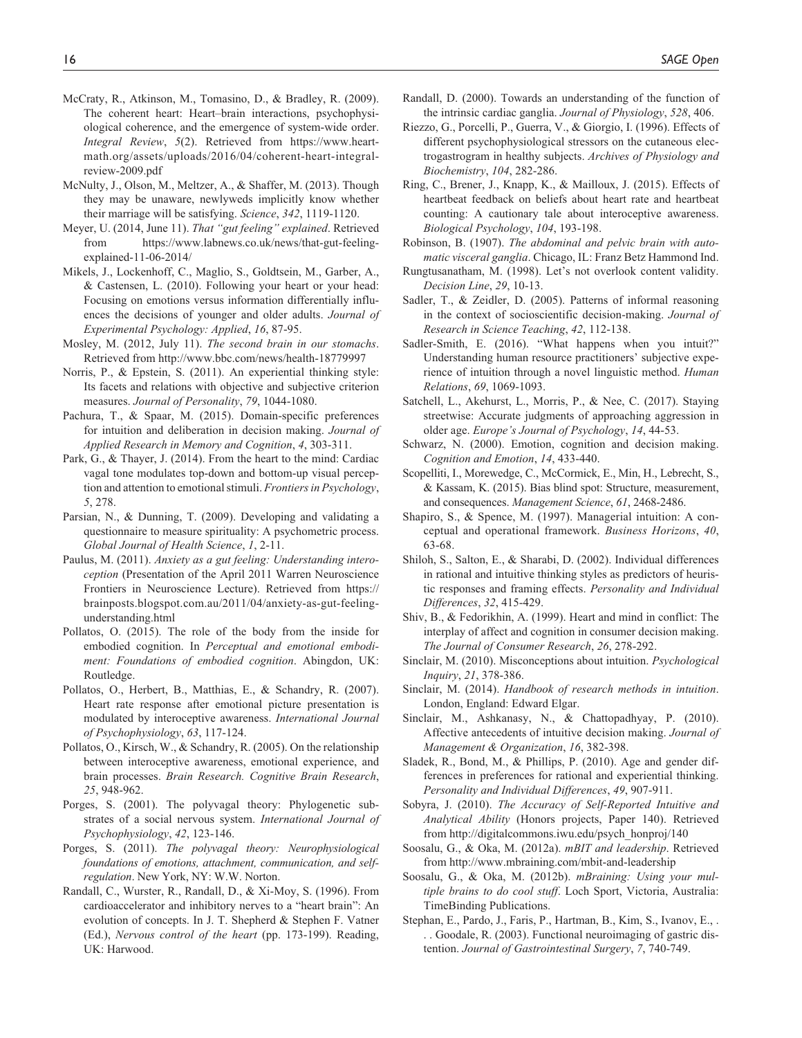McCraty, R., Atkinson, M., Tomasino, D., & Bradley, R. (2009). The coherent heart: Heart–brain interactions, psychophysiological coherence, and the emergence of system-wide order. *Integral Review*, *5*(2). Retrieved from https://www.heartmath.org/assets/uploads/2016/04/coherent-heart-integral-review-2009.pdf

McNulty, J., Olson, M., Meltzer, A., & Shaffer, M. (2013). Though they may be unaware, newlyweds implicitly know whether their marriage will be satisfying. *Science*, *342*, 1119-1120.

Meyer, U. (2014, June 11). *That "gut feeling" explained*. Retrieved from https://www.labnews.co.uk/news/that-gut-feeling-explained-11-06-2014/

Mikels, J., Lockenhoff, C., Maglio, S., Goldtsein, M., Garber, A., & Castensen, L. (2010). Following your heart or your head: Focusing on emotions versus information differentially influences the decisions of younger and older adults. *Journal of Experimental Psychology: Applied*, *16*, 87-95.

Mosley, M. (2012, July 11). *The second brain in our stomachs*. Retrieved from http://www.bbc.com/news/health-18779997

Norris, P., & Epstein, S. (2011). An experiential thinking style: Its facets and relations with objective and subjective criterion measures. *Journal of Personality*, *79*, 1044-1080.

Pachura, T., & Spaar, M. (2015). Domain-specific preferences for intuition and deliberation in decision making. *Journal of Applied Research in Memory and Cognition*, *4*, 303-311.

Park, G., & Thayer, J. (2014). From the heart to the mind: Cardiac vagal tone modulates top-down and bottom-up visual perception and attention to emotional stimuli. *Frontiers in Psychology*, *5*, 278.

Parsian, N., & Dunning, T. (2009). Developing and validating a questionnaire to measure spirituality: A psychometric process. *Global Journal of Health Science*, *1*, 2-11.

Paulus, M. (2011). *Anxiety as a gut feeling: Understanding interoception* (Presentation of the April 2011 Warren Neuroscience Frontiers in Neuroscience Lecture). Retrieved from https://brainposts.blogspot.com.au/2011/04/anxiety-as-gut-feeling-understanding.html

Pollatos, O. (2015). The role of the body from the inside for embodied cognition. In *Perceptual and emotional embodiment: Foundations of embodied cognition*. Abingdon, UK: Routledge.

Pollatos, O., Herbert, B., Matthias, E., & Schandry, R. (2007). Heart rate response after emotional picture presentation is modulated by interoceptive awareness. *International Journal of Psychophysiology*, *63*, 117-124.

Pollatos, O., Kirsch, W., & Schandry, R. (2005). On the relationship between interoceptive awareness, emotional experience, and brain processes. *Brain Research. Cognitive Brain Research*, *25*, 948-962.

Porges, S. (2001). The polyvagal theory: Phylogenetic substrates of a social nervous system. *International Journal of Psychophysiology*, *42*, 123-146.

Porges, S. (2011). *The polyvagal theory: Neurophysiological foundations of emotions, attachment, communication, and self-regulation*. New York, NY: W.W. Norton.

Randall, C., Wurster, R., Randall, D., & Xi-Moy, S. (1996). From cardioaccelerator and inhibitory nerves to a "heart brain": An evolution of concepts. In J. T. Shepherd & Stephen F. Vatner (Ed.), *Nervous control of the heart* (pp. 173-199). Reading, UK: Harwood.

Randall, D. (2000). Towards an understanding of the function of the intrinsic cardiac ganglia. *Journal of Physiology*, *528*, 406.

Riezzo, G., Porcelli, P., Guerra, V., & Giorgio, I. (1996). Effects of different psychophysiological stressors on the cutaneous electrogastrogram in healthy subjects. *Archives of Physiology and Biochemistry*, *104*, 282-286.

Ring, C., Brener, J., Knapp, K., & Mailloux, J. (2015). Effects of heartbeat feedback on beliefs about heart rate and heartbeat counting: A cautionary tale about interoceptive awareness. *Biological Psychology*, *104*, 193-198.

Robinson, B. (1907). *The abdominal and pelvic brain with automatic visceral ganglia*. Chicago, IL: Franz Betz Hammond Ind.

Rungtusanatham, M. (1998). Let's not overlook content validity. *Decision Line*, *29*, 10-13.

Sadler, T., & Zeidler, D. (2005). Patterns of informal reasoning in the context of socioscientific decision-making. *Journal of Research in Science Teaching*, *42*, 112-138.

Sadler-Smith, E. (2016). "What happens when you intuit?" Understanding human resource practitioners' subjective experience of intuition through a novel linguistic method. *Human Relations*, *69*, 1069-1093.

Satchell, L., Akehurst, L., Morris, P., & Nee, C. (2017). Staying streetwise: Accurate judgments of approaching aggression in older age. *Europe's Journal of Psychology*, *14*, 44-53.

Schwarz, N. (2000). Emotion, cognition and decision making. *Cognition and Emotion*, *14*, 433-440.

Scopelliti, I., Morewedge, C., McCormick, E., Min, H., Lebrecht, S., & Kassam, K. (2015). Bias blind spot: Structure, measurement, and consequences. *Management Science*, *61*, 2468-2486.

Shapiro, S., & Spence, M. (1997). Managerial intuition: A conceptual and operational framework. *Business Horizons*, *40*, 63-68.

Shiloh, S., Salton, E., & Sharabi, D. (2002). Individual differences in rational and intuitive thinking styles as predictors of heuristic responses and framing effects. *Personality and Individual Differences*, *32*, 415-429.

Shiv, B., & Fedorikhin, A. (1999). Heart and mind in conflict: The interplay of affect and cognition in consumer decision making. *The Journal of Consumer Research*, *26*, 278-292.

Sinclair, M. (2010). Misconceptions about intuition. *Psychological Inquiry*, *21*, 378-386.

Sinclair, M. (2014). *Handbook of research methods in intuition*. London, England: Edward Elgar.

Sinclair, M., Ashkanasy, N., & Chattopadhyay, P. (2010). Affective antecedents of intuitive decision making. *Journal of Management & Organization*, *16*, 382-398.

Sladek, R., Bond, M., & Phillips, P. (2010). Age and gender differences in preferences for rational and experiential thinking. *Personality and Individual Differences*, *49*, 907-911.

Sobyra, J. (2010). *The Accuracy of Self-Reported Intuitive and Analytical Ability* (Honors projects, Paper 140). Retrieved from http://digitalcommons.iwu.edu/psych_honproj/140

Soosalu, G., & Oka, M. (2012a). *mBIT and leadership*. Retrieved from http://www.mbraining.com/mbit-and-leadership

Soosalu, G., & Oka, M. (2012b). *mBraining: Using your multiple brains to do cool stuff*. Loch Sport, Victoria, Australia: TimeBinding Publications.

Stephan, E., Pardo, J., Faris, P., Hartman, B., Kim, S., Ivanov, E., . . . Goodale, R. (2003). Functional neuroimaging of gastric distention. *Journal of Gastrointestinal Surgery*, *7*, 740-749.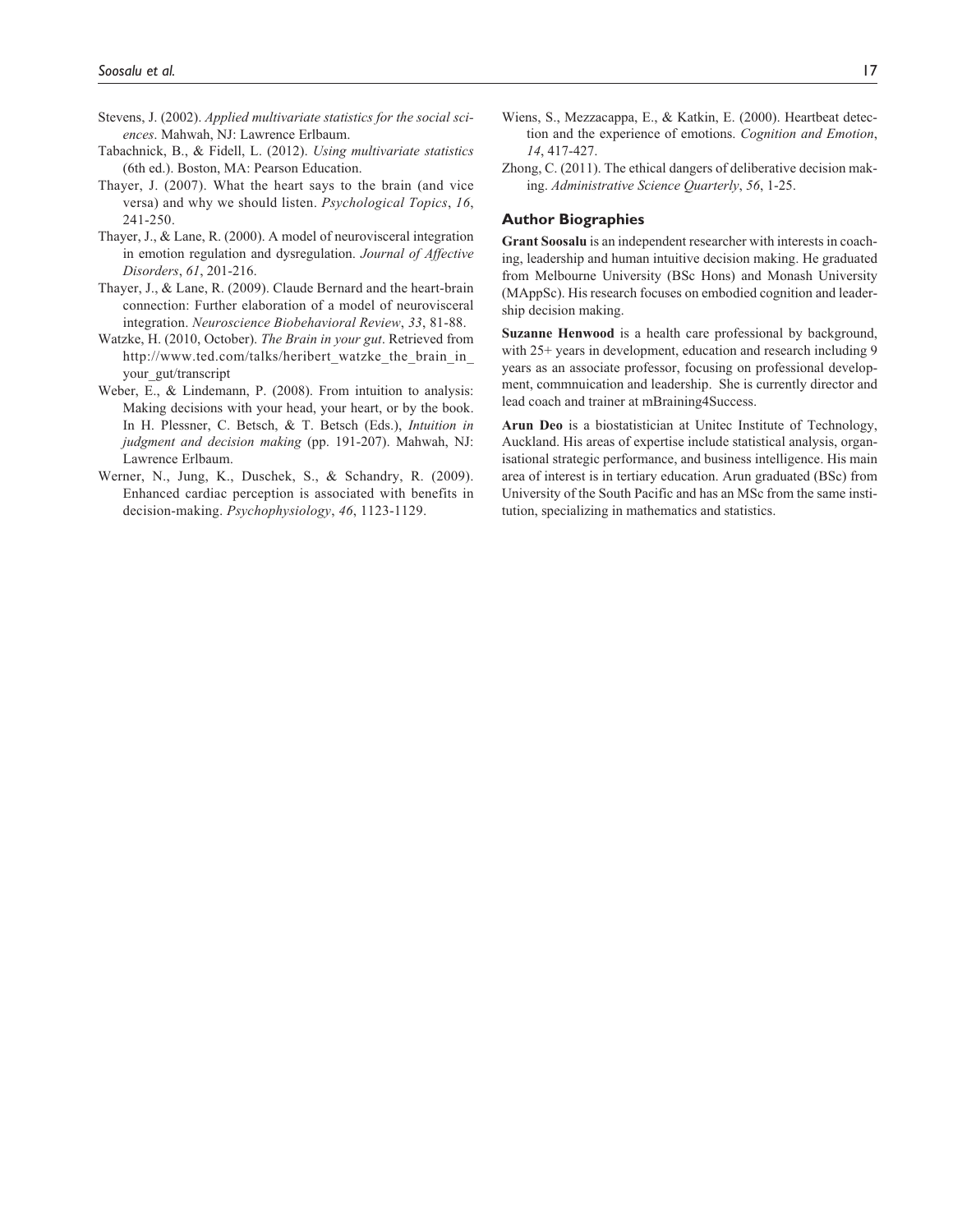Stevens, J. (2002). *Applied multivariate statistics for the social sciences*. Mahwah, NJ: Lawrence Erlbaum.

Tabachnick, B., & Fidell, L. (2012). *Using multivariate statistics* (6th ed.). Boston, MA: Pearson Education.

Thayer, J. (2007). What the heart says to the brain (and vice versa) and why we should listen. *Psychological Topics*, *16*, 241-250.

Thayer, J., & Lane, R. (2000). A model of neurovisceral integration in emotion regulation and dysregulation. *Journal of Affective Disorders*, *61*, 201-216.

Thayer, J., & Lane, R. (2009). Claude Bernard and the heart-brain connection: Further elaboration of a model of neurovisceral integration. *Neuroscience Biobehavioral Review*, *33*, 81-88.

Watzke, H. (2010, October). *The Brain in your gut*. Retrieved from http://www.ted.com/talks/heribert_watzke_the_brain_in_your_gut/transcript

Weber, E., & Lindemann, P. (2008). From intuition to analysis: Making decisions with your head, your heart, or by the book. In H. Plessner, C. Betsch, & T. Betsch (Eds.), *Intuition in judgment and decision making* (pp. 191-207). Mahwah, NJ: Lawrence Erlbaum.

Werner, N., Jung, K., Duschek, S., & Schandry, R. (2009). Enhanced cardiac perception is associated with benefits in decision-making. *Psychophysiology*, *46*, 1123-1129.

Wiens, S., Mezzacappa, E., & Katkin, E. (2000). Heartbeat detection and the experience of emotions. *Cognition and Emotion*, *14*, 417-427.

Zhong, C. (2011). The ethical dangers of deliberative decision making. *Administrative Science Quarterly*, *56*, 1-25.

## Author Biographies

**Grant Soosalu** is an independent researcher with interests in coaching, leadership and human intuitive decision making. He graduated from Melbourne University (BSc Hons) and Monash University (MAppSc). His research focuses on embodied cognition and leadership decision making.

**Suzanne Henwood** is a health care professional by background, with 25+ years in development, education and research including 9 years as an associate professor, focusing on professional development, commnuication and leadership. She is currently director and lead coach and trainer at mBraining4Success.

**Arun Deo** is a biostatistician at Unitec Institute of Technology, Auckland. His areas of expertise include statistical analysis, organisational strategic performance, and business intelligence. His main area of interest is in tertiary education. Arun graduated (BSc) from University of the South Pacific and has an MSc from the same institution, specializing in mathematics and statistics.